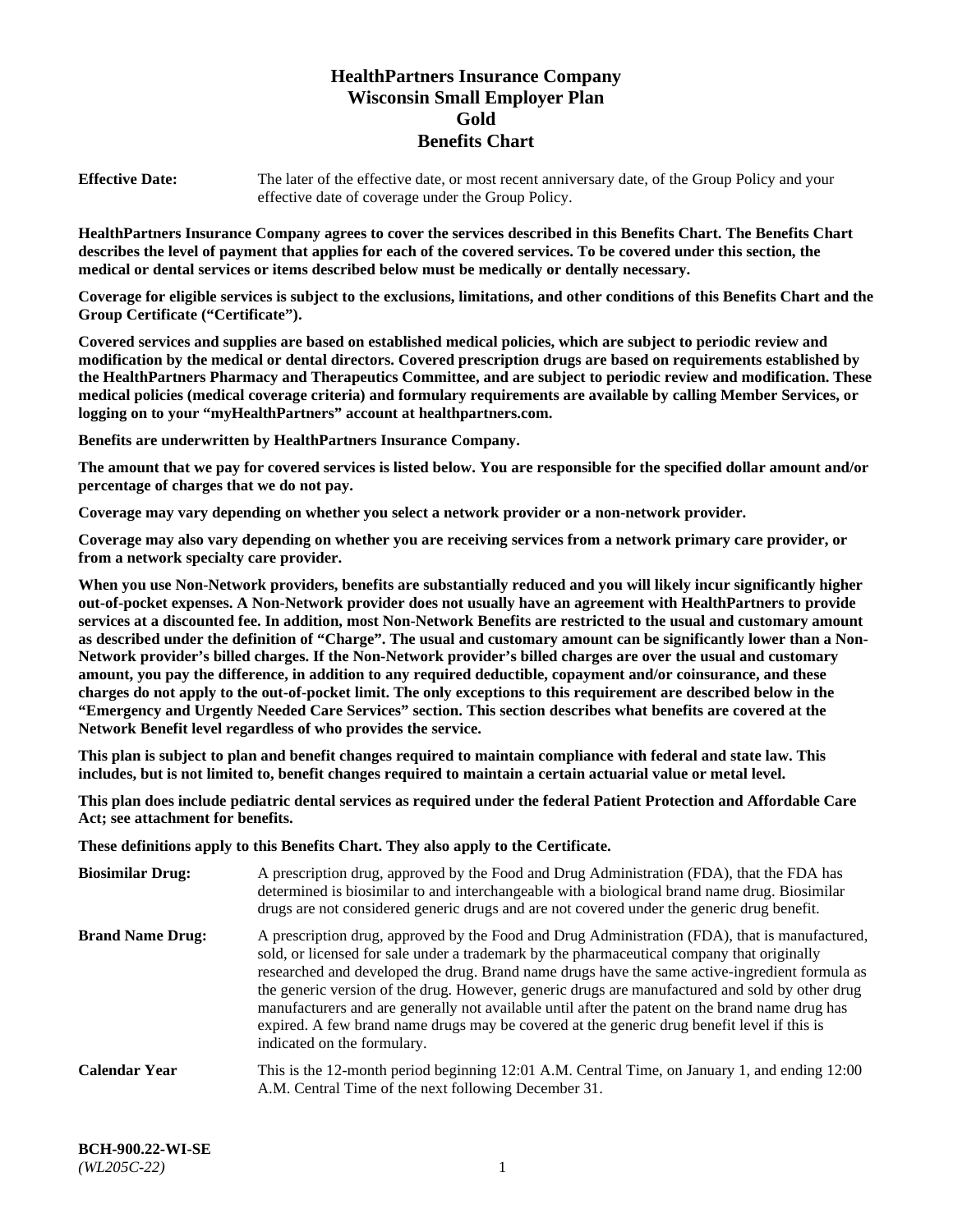# HealthPartners Insurance Company
# Wisconsin Small Employer Plan
# Gold
# Benefits Chart

**Effective Date:** The later of the effective date, or most recent anniversary date, of the Group Policy and your effective date of coverage under the Group Policy.

**HealthPartners Insurance Company agrees to cover the services described in this Benefits Chart. The Benefits Chart describes the level of payment that applies for each of the covered services. To be covered under this section, the medical or dental services or items described below must be medically or dentally necessary.**

**Coverage for eligible services is subject to the exclusions, limitations, and other conditions of this Benefits Chart and the Group Certificate ("Certificate").**

**Covered services and supplies are based on established medical policies, which are subject to periodic review and modification by the medical or dental directors. Covered prescription drugs are based on requirements established by the HealthPartners Pharmacy and Therapeutics Committee, and are subject to periodic review and modification. These medical policies (medical coverage criteria) and formulary requirements are available by calling Member Services, or logging on to your "myHealthPartners" account at healthpartners.com.**

**Benefits are underwritten by HealthPartners Insurance Company.**

**The amount that we pay for covered services is listed below. You are responsible for the specified dollar amount and/or percentage of charges that we do not pay.**

**Coverage may vary depending on whether you select a network provider or a non-network provider.**

**Coverage may also vary depending on whether you are receiving services from a network primary care provider, or from a network specialty care provider.**

**When you use Non-Network providers, benefits are substantially reduced and you will likely incur significantly higher out-of-pocket expenses. A Non-Network provider does not usually have an agreement with HealthPartners to provide services at a discounted fee. In addition, most Non-Network Benefits are restricted to the usual and customary amount as described under the definition of "Charge". The usual and customary amount can be significantly lower than a Non-Network provider's billed charges. If the Non-Network provider's billed charges are over the usual and customary amount, you pay the difference, in addition to any required deductible, copayment and/or coinsurance, and these charges do not apply to the out-of-pocket limit. The only exceptions to this requirement are described below in the "Emergency and Urgently Needed Care Services" section. This section describes what benefits are covered at the Network Benefit level regardless of who provides the service.**

**This plan is subject to plan and benefit changes required to maintain compliance with federal and state law. This includes, but is not limited to, benefit changes required to maintain a certain actuarial value or metal level.**

**This plan does include pediatric dental services as required under the federal Patient Protection and Affordable Care Act; see attachment for benefits.**

**These definitions apply to this Benefits Chart. They also apply to the Certificate.**

**Biosimilar Drug:** A prescription drug, approved by the Food and Drug Administration (FDA), that the FDA has determined is biosimilar to and interchangeable with a biological brand name drug. Biosimilar drugs are not considered generic drugs and are not covered under the generic drug benefit.

**Brand Name Drug:** A prescription drug, approved by the Food and Drug Administration (FDA), that is manufactured, sold, or licensed for sale under a trademark by the pharmaceutical company that originally researched and developed the drug. Brand name drugs have the same active-ingredient formula as the generic version of the drug. However, generic drugs are manufactured and sold by other drug manufacturers and are generally not available until after the patent on the brand name drug has expired. A few brand name drugs may be covered at the generic drug benefit level if this is indicated on the formulary.

**Calendar Year** This is the 12-month period beginning 12:01 A.M. Central Time, on January 1, and ending 12:00 A.M. Central Time of the next following December 31.

**BCH-900.22-WI-SE**
*(WL205C-22)*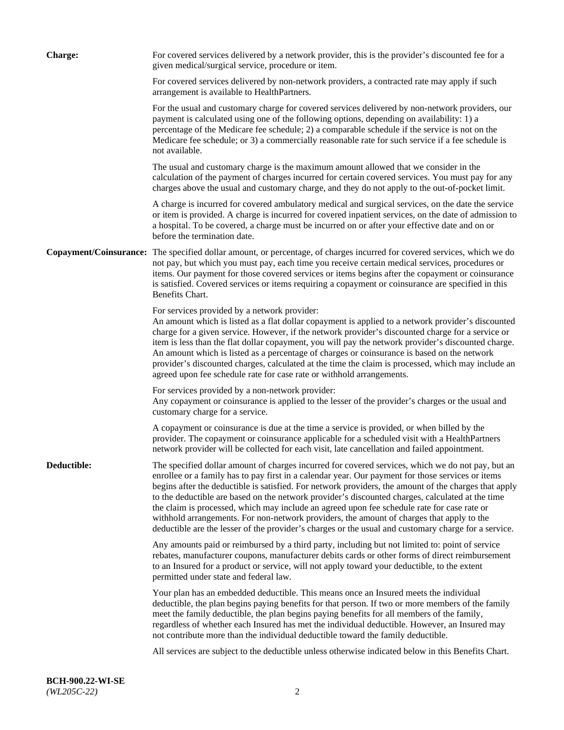**Charge:** For covered services delivered by a network provider, this is the provider's discounted fee for a given medical/surgical service, procedure or item.

For covered services delivered by non-network providers, a contracted rate may apply if such arrangement is available to HealthPartners.

For the usual and customary charge for covered services delivered by non-network providers, our payment is calculated using one of the following options, depending on availability: 1) a percentage of the Medicare fee schedule; 2) a comparable schedule if the service is not on the Medicare fee schedule; or 3) a commercially reasonable rate for such service if a fee schedule is not available.

The usual and customary charge is the maximum amount allowed that we consider in the calculation of the payment of charges incurred for certain covered services. You must pay for any charges above the usual and customary charge, and they do not apply to the out-of-pocket limit.

A charge is incurred for covered ambulatory medical and surgical services, on the date the service or item is provided. A charge is incurred for covered inpatient services, on the date of admission to a hospital. To be covered, a charge must be incurred on or after your effective date and on or before the termination date.

**Copayment/Coinsurance:** The specified dollar amount, or percentage, of charges incurred for covered services, which we do not pay, but which you must pay, each time you receive certain medical services, procedures or items. Our payment for those covered services or items begins after the copayment or coinsurance is satisfied. Covered services or items requiring a copayment or coinsurance are specified in this Benefits Chart.

For services provided by a network provider:
An amount which is listed as a flat dollar copayment is applied to a network provider's discounted charge for a given service. However, if the network provider's discounted charge for a service or item is less than the flat dollar copayment, you will pay the network provider's discounted charge. An amount which is listed as a percentage of charges or coinsurance is based on the network provider's discounted charges, calculated at the time the claim is processed, which may include an agreed upon fee schedule rate for case rate or withhold arrangements.

For services provided by a non-network provider:
Any copayment or coinsurance is applied to the lesser of the provider's charges or the usual and customary charge for a service.

A copayment or coinsurance is due at the time a service is provided, or when billed by the provider. The copayment or coinsurance applicable for a scheduled visit with a HealthPartners network provider will be collected for each visit, late cancellation and failed appointment.

**Deductible:** The specified dollar amount of charges incurred for covered services, which we do not pay, but an enrollee or a family has to pay first in a calendar year. Our payment for those services or items begins after the deductible is satisfied. For network providers, the amount of the charges that apply to the deductible are based on the network provider's discounted charges, calculated at the time the claim is processed, which may include an agreed upon fee schedule rate for case rate or withhold arrangements. For non-network providers, the amount of charges that apply to the deductible are the lesser of the provider's charges or the usual and customary charge for a service.

Any amounts paid or reimbursed by a third party, including but not limited to: point of service rebates, manufacturer coupons, manufacturer debits cards or other forms of direct reimbursement to an Insured for a product or service, will not apply toward your deductible, to the extent permitted under state and federal law.

Your plan has an embedded deductible. This means once an Insured meets the individual deductible, the plan begins paying benefits for that person. If two or more members of the family meet the family deductible, the plan begins paying benefits for all members of the family, regardless of whether each Insured has met the individual deductible. However, an Insured may not contribute more than the individual deductible toward the family deductible.

All services are subject to the deductible unless otherwise indicated below in this Benefits Chart.

**BCH-900.22-WI-SE**
*(WL205C-22)*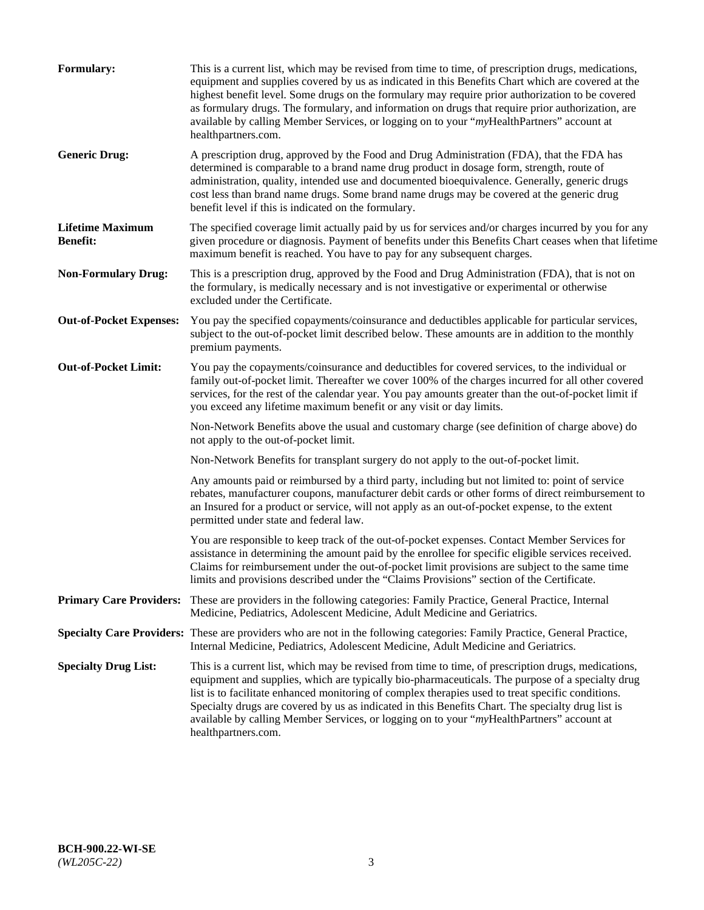**Formulary:** This is a current list, which may be revised from time to time, of prescription drugs, medications, equipment and supplies covered by us as indicated in this Benefits Chart which are covered at the highest benefit level. Some drugs on the formulary may require prior authorization to be covered as formulary drugs. The formulary, and information on drugs that require prior authorization, are available by calling Member Services, or logging on to your "*my*HealthPartners" account at healthpartners.com.

**Generic Drug:** A prescription drug, approved by the Food and Drug Administration (FDA), that the FDA has determined is comparable to a brand name drug product in dosage form, strength, route of administration, quality, intended use and documented bioequivalence. Generally, generic drugs cost less than brand name drugs. Some brand name drugs may be covered at the generic drug benefit level if this is indicated on the formulary.

**Lifetime Maximum Benefit:** The specified coverage limit actually paid by us for services and/or charges incurred by you for any given procedure or diagnosis. Payment of benefits under this Benefits Chart ceases when that lifetime maximum benefit is reached. You have to pay for any subsequent charges.

**Non-Formulary Drug:** This is a prescription drug, approved by the Food and Drug Administration (FDA), that is not on the formulary, is medically necessary and is not investigative or experimental or otherwise excluded under the Certificate.

**Out-of-Pocket Expenses:** You pay the specified copayments/coinsurance and deductibles applicable for particular services, subject to the out-of-pocket limit described below. These amounts are in addition to the monthly premium payments.

**Out-of-Pocket Limit:** You pay the copayments/coinsurance and deductibles for covered services, to the individual or family out-of-pocket limit. Thereafter we cover 100% of the charges incurred for all other covered services, for the rest of the calendar year. You pay amounts greater than the out-of-pocket limit if you exceed any lifetime maximum benefit or any visit or day limits.

Non-Network Benefits above the usual and customary charge (see definition of charge above) do not apply to the out-of-pocket limit.

Non-Network Benefits for transplant surgery do not apply to the out-of-pocket limit.

Any amounts paid or reimbursed by a third party, including but not limited to: point of service rebates, manufacturer coupons, manufacturer debit cards or other forms of direct reimbursement to an Insured for a product or service, will not apply as an out-of-pocket expense, to the extent permitted under state and federal law.

You are responsible to keep track of the out-of-pocket expenses. Contact Member Services for assistance in determining the amount paid by the enrollee for specific eligible services received. Claims for reimbursement under the out-of-pocket limit provisions are subject to the same time limits and provisions described under the "Claims Provisions" section of the Certificate.

**Primary Care Providers:** These are providers in the following categories: Family Practice, General Practice, Internal Medicine, Pediatrics, Adolescent Medicine, Adult Medicine and Geriatrics.

**Specialty Care Providers:** These are providers who are not in the following categories: Family Practice, General Practice, Internal Medicine, Pediatrics, Adolescent Medicine, Adult Medicine and Geriatrics.

**Specialty Drug List:** This is a current list, which may be revised from time to time, of prescription drugs, medications, equipment and supplies, which are typically bio-pharmaceuticals. The purpose of a specialty drug list is to facilitate enhanced monitoring of complex therapies used to treat specific conditions. Specialty drugs are covered by us as indicated in this Benefits Chart. The specialty drug list is available by calling Member Services, or logging on to your "*my*HealthPartners" account at healthpartners.com.

**BCH-900.22-WI-SE**
*(WL205C-22)*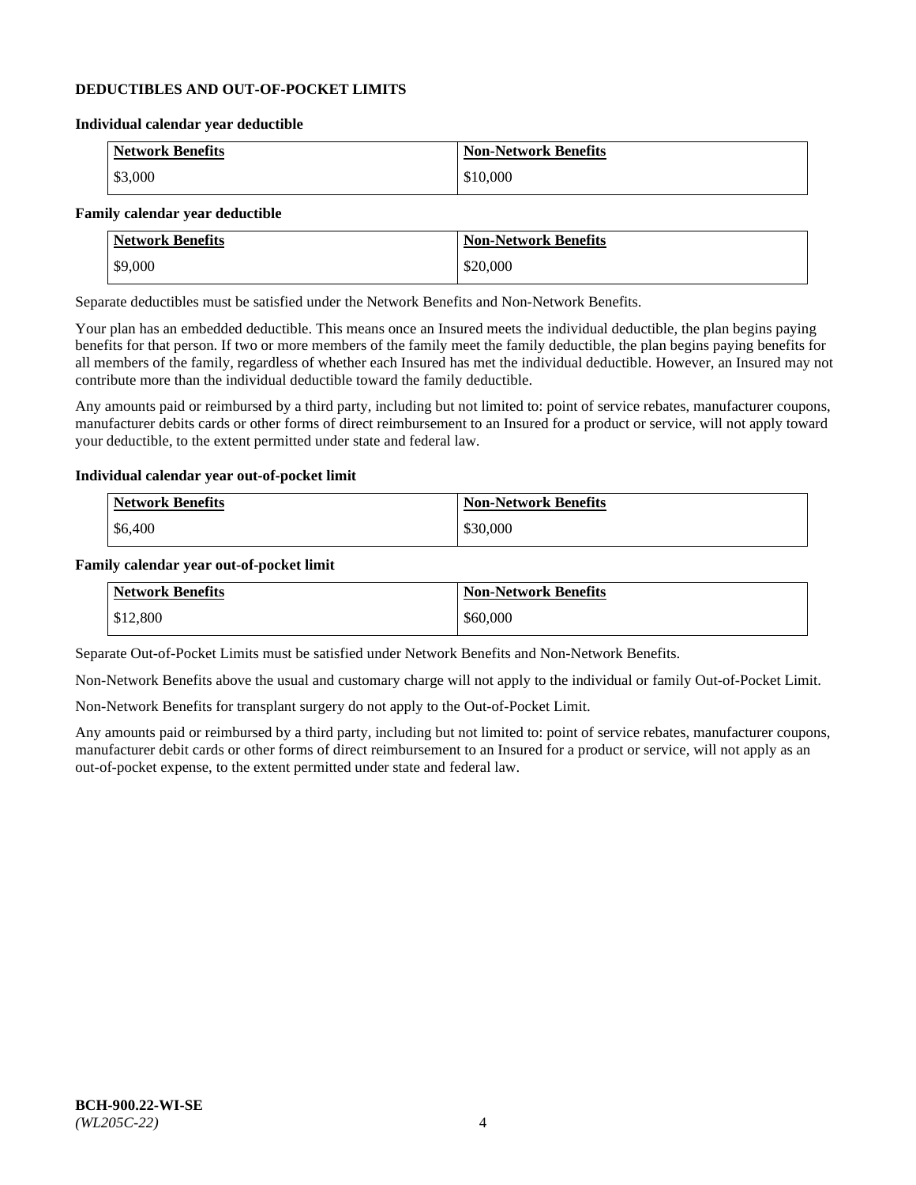**DEDUCTIBLES AND OUT-OF-POCKET LIMITS**

**Individual calendar year deductible**

| Network Benefits | Non-Network Benefits |
|---|---|
| $3,000 | $10,000 |

**Family calendar year deductible**

| Network Benefits | Non-Network Benefits |
|---|---|
| $9,000 | $20,000 |

Separate deductibles must be satisfied under the Network Benefits and Non-Network Benefits.

Your plan has an embedded deductible. This means once an Insured meets the individual deductible, the plan begins paying benefits for that person. If two or more members of the family meet the family deductible, the plan begins paying benefits for all members of the family, regardless of whether each Insured has met the individual deductible. However, an Insured may not contribute more than the individual deductible toward the family deductible.

Any amounts paid or reimbursed by a third party, including but not limited to: point of service rebates, manufacturer coupons, manufacturer debits cards or other forms of direct reimbursement to an Insured for a product or service, will not apply toward your deductible, to the extent permitted under state and federal law.

**Individual calendar year out-of-pocket limit**

| Network Benefits | Non-Network Benefits |
|---|---|
| $6,400 | $30,000 |

**Family calendar year out-of-pocket limit**

| Network Benefits | Non-Network Benefits |
|---|---|
| $12,800 | $60,000 |

Separate Out-of-Pocket Limits must be satisfied under Network Benefits and Non-Network Benefits.

Non-Network Benefits above the usual and customary charge will not apply to the individual or family Out-of-Pocket Limit.

Non-Network Benefits for transplant surgery do not apply to the Out-of-Pocket Limit.

Any amounts paid or reimbursed by a third party, including but not limited to: point of service rebates, manufacturer coupons, manufacturer debit cards or other forms of direct reimbursement to an Insured for a product or service, will not apply as an out-of-pocket expense, to the extent permitted under state and federal law.

**BCH-900.22-WI-SE**
*(WL205C-22)*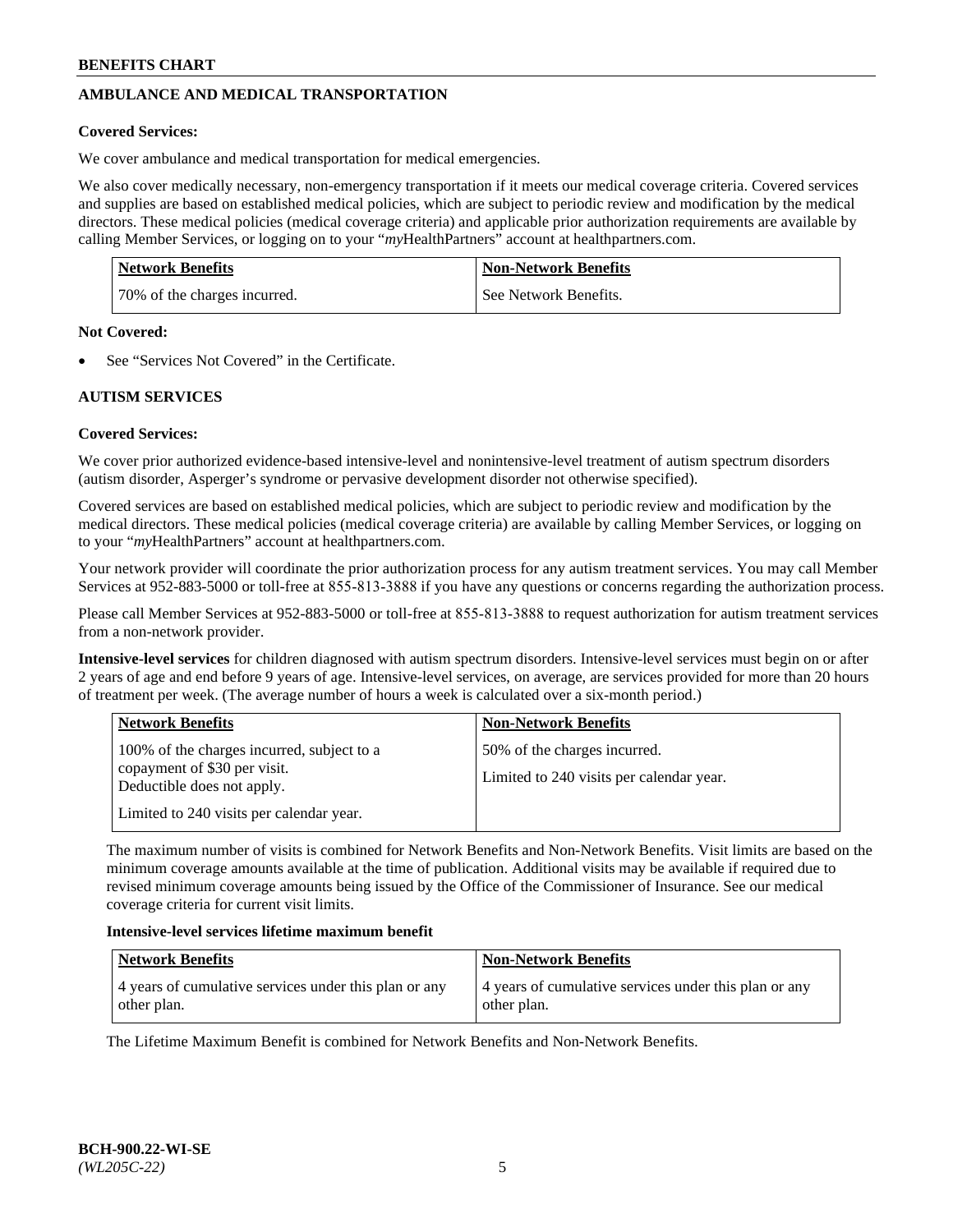## AMBULANCE AND MEDICAL TRANSPORTATION

**Covered Services:**

We cover ambulance and medical transportation for medical emergencies.

We also cover medically necessary, non-emergency transportation if it meets our medical coverage criteria. Covered services and supplies are based on established medical policies, which are subject to periodic review and modification by the medical directors. These medical policies (medical coverage criteria) and applicable prior authorization requirements are available by calling Member Services, or logging on to your "*my*HealthPartners" account at healthpartners.com.

| Network Benefits | Non-Network Benefits |
|---|---|
| 70% of the charges incurred. | See Network Benefits. |

**Not Covered:**

- See "Services Not Covered" in the Certificate.

## AUTISM SERVICES

**Covered Services:**

We cover prior authorized evidence-based intensive-level and nonintensive-level treatment of autism spectrum disorders (autism disorder, Asperger's syndrome or pervasive development disorder not otherwise specified).

Covered services are based on established medical policies, which are subject to periodic review and modification by the medical directors. These medical policies (medical coverage criteria) are available by calling Member Services, or logging on to your "*my*HealthPartners" account at healthpartners.com.

Your network provider will coordinate the prior authorization process for any autism treatment services. You may call Member Services at 952-883-5000 or toll-free at 855-813-3888 if you have any questions or concerns regarding the authorization process.

Please call Member Services at 952-883-5000 or toll-free at 855-813-3888 to request authorization for autism treatment services from a non-network provider.

**Intensive-level services** for children diagnosed with autism spectrum disorders. Intensive-level services must begin on or after 2 years of age and end before 9 years of age. Intensive-level services, on average, are services provided for more than 20 hours of treatment per week. (The average number of hours a week is calculated over a six-month period.)

| Network Benefits | Non-Network Benefits |
|---|---|
| 100% of the charges incurred, subject to a copayment of $30 per visit. Deductible does not apply.<br><br>Limited to 240 visits per calendar year. | 50% of the charges incurred.<br><br>Limited to 240 visits per calendar year. |

The maximum number of visits is combined for Network Benefits and Non-Network Benefits. Visit limits are based on the minimum coverage amounts available at the time of publication. Additional visits may be available if required due to revised minimum coverage amounts being issued by the Office of the Commissioner of Insurance. See our medical coverage criteria for current visit limits.

**Intensive-level services lifetime maximum benefit**

| Network Benefits | Non-Network Benefits |
|---|---|
| 4 years of cumulative services under this plan or any other plan. | 4 years of cumulative services under this plan or any other plan. |

The Lifetime Maximum Benefit is combined for Network Benefits and Non-Network Benefits.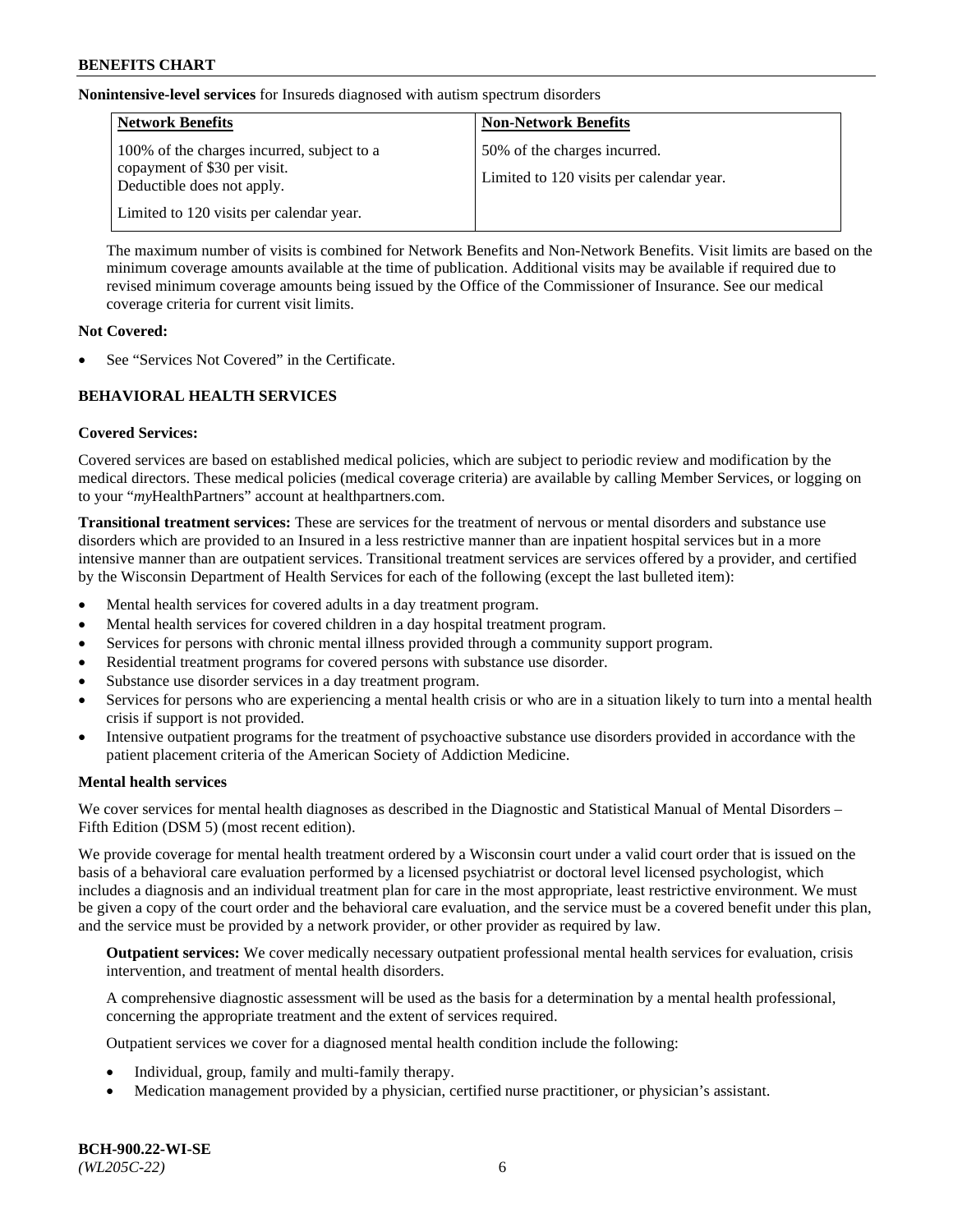**Nonintensive-level services** for Insureds diagnosed with autism spectrum disorders

| Network Benefits | Non-Network Benefits |
| --- | --- |
| 100% of the charges incurred, subject to a copayment of $30 per visit. Deductible does not apply.<br><br>Limited to 120 visits per calendar year. | 50% of the charges incurred.<br><br>Limited to 120 visits per calendar year. |

The maximum number of visits is combined for Network Benefits and Non-Network Benefits. Visit limits are based on the minimum coverage amounts available at the time of publication. Additional visits may be available if required due to revised minimum coverage amounts being issued by the Office of the Commissioner of Insurance. See our medical coverage criteria for current visit limits.

**Not Covered:**

- See "Services Not Covered" in the Certificate.

## BEHAVIORAL HEALTH SERVICES

**Covered Services:**

Covered services are based on established medical policies, which are subject to periodic review and modification by the medical directors. These medical policies (medical coverage criteria) are available by calling Member Services, or logging on to your "*my*HealthPartners" account at healthpartners.com.

**Transitional treatment services:** These are services for the treatment of nervous or mental disorders and substance use disorders which are provided to an Insured in a less restrictive manner than are inpatient hospital services but in a more intensive manner than are outpatient services. Transitional treatment services are services offered by a provider, and certified by the Wisconsin Department of Health Services for each of the following (except the last bulleted item):

- Mental health services for covered adults in a day treatment program.
- Mental health services for covered children in a day hospital treatment program.
- Services for persons with chronic mental illness provided through a community support program.
- Residential treatment programs for covered persons with substance use disorder.
- Substance use disorder services in a day treatment program.
- Services for persons who are experiencing a mental health crisis or who are in a situation likely to turn into a mental health crisis if support is not provided.
- Intensive outpatient programs for the treatment of psychoactive substance use disorders provided in accordance with the patient placement criteria of the American Society of Addiction Medicine.

**Mental health services**

We cover services for mental health diagnoses as described in the Diagnostic and Statistical Manual of Mental Disorders – Fifth Edition (DSM 5) (most recent edition).

We provide coverage for mental health treatment ordered by a Wisconsin court under a valid court order that is issued on the basis of a behavioral care evaluation performed by a licensed psychiatrist or doctoral level licensed psychologist, which includes a diagnosis and an individual treatment plan for care in the most appropriate, least restrictive environment. We must be given a copy of the court order and the behavioral care evaluation, and the service must be a covered benefit under this plan, and the service must be provided by a network provider, or other provider as required by law.

**Outpatient services:** We cover medically necessary outpatient professional mental health services for evaluation, crisis intervention, and treatment of mental health disorders.

A comprehensive diagnostic assessment will be used as the basis for a determination by a mental health professional, concerning the appropriate treatment and the extent of services required.

Outpatient services we cover for a diagnosed mental health condition include the following:

- Individual, group, family and multi-family therapy.
- Medication management provided by a physician, certified nurse practitioner, or physician's assistant.

BCH-900.22-WI-SE
*(WL205C-22)*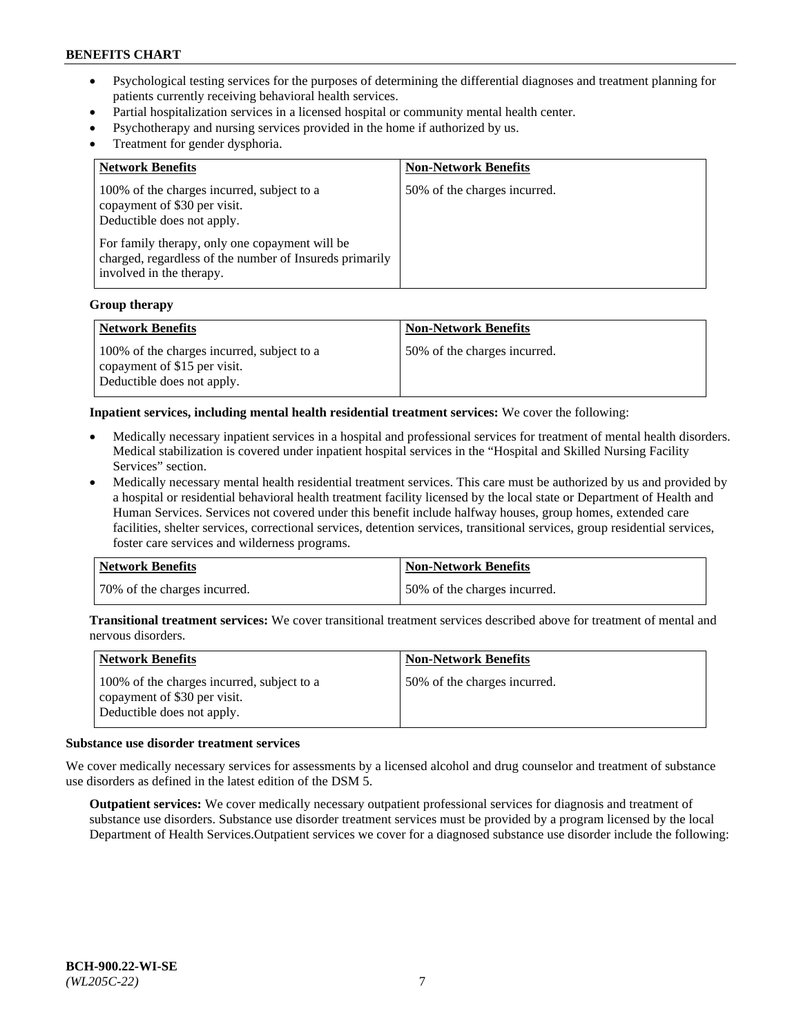- Psychological testing services for the purposes of determining the differential diagnoses and treatment planning for patients currently receiving behavioral health services.
- Partial hospitalization services in a licensed hospital or community mental health center.
- Psychotherapy and nursing services provided in the home if authorized by us.
- Treatment for gender dysphoria.

| Network Benefits | Non-Network Benefits |
| --- | --- |
| 100% of the charges incurred, subject to a copayment of $30 per visit. Deductible does not apply. For family therapy, only one copayment will be charged, regardless of the number of Insureds primarily involved in the therapy. | 50% of the charges incurred. |

**Group therapy**

| Network Benefits | Non-Network Benefits |
| --- | --- |
| 100% of the charges incurred, subject to a copayment of $15 per visit. Deductible does not apply. | 50% of the charges incurred. |

**Inpatient services, including mental health residential treatment services:** We cover the following:

- Medically necessary inpatient services in a hospital and professional services for treatment of mental health disorders. Medical stabilization is covered under inpatient hospital services in the "Hospital and Skilled Nursing Facility Services" section.
- Medically necessary mental health residential treatment services. This care must be authorized by us and provided by a hospital or residential behavioral health treatment facility licensed by the local state or Department of Health and Human Services. Services not covered under this benefit include halfway houses, group homes, extended care facilities, shelter services, correctional services, detention services, transitional services, group residential services, foster care services and wilderness programs.

| Network Benefits | Non-Network Benefits |
| --- | --- |
| 70% of the charges incurred. | 50% of the charges incurred. |

**Transitional treatment services:** We cover transitional treatment services described above for treatment of mental and nervous disorders.

| Network Benefits | Non-Network Benefits |
| --- | --- |
| 100% of the charges incurred, subject to a copayment of $30 per visit. Deductible does not apply. | 50% of the charges incurred. |

**Substance use disorder treatment services**

We cover medically necessary services for assessments by a licensed alcohol and drug counselor and treatment of substance use disorders as defined in the latest edition of the DSM 5.

**Outpatient services:** We cover medically necessary outpatient professional services for diagnosis and treatment of substance use disorders. Substance use disorder treatment services must be provided by a program licensed by the local Department of Health Services.Outpatient services we cover for a diagnosed substance use disorder include the following: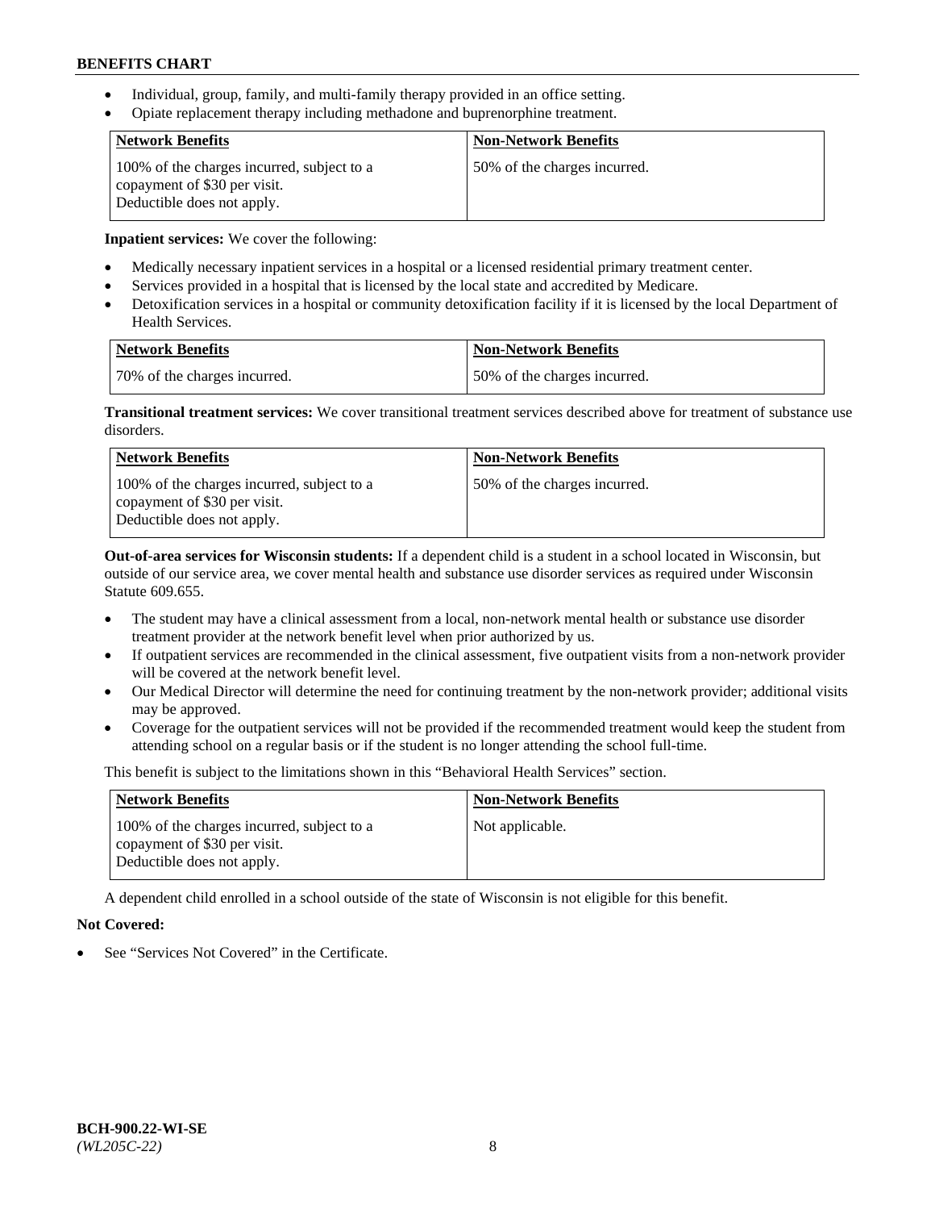- Individual, group, family, and multi-family therapy provided in an office setting.
- Opiate replacement therapy including methadone and buprenorphine treatment.

| Network Benefits | Non-Network Benefits |
| --- | --- |
| 100% of the charges incurred, subject to a copayment of $30 per visit. Deductible does not apply. | 50% of the charges incurred. |

**Inpatient services:** We cover the following:

- Medically necessary inpatient services in a hospital or a licensed residential primary treatment center.
- Services provided in a hospital that is licensed by the local state and accredited by Medicare.
- Detoxification services in a hospital or community detoxification facility if it is licensed by the local Department of Health Services.

| Network Benefits | Non-Network Benefits |
| --- | --- |
| 70% of the charges incurred. | 50% of the charges incurred. |

**Transitional treatment services:** We cover transitional treatment services described above for treatment of substance use disorders.

| Network Benefits | Non-Network Benefits |
| --- | --- |
| 100% of the charges incurred, subject to a copayment of $30 per visit. Deductible does not apply. | 50% of the charges incurred. |

**Out-of-area services for Wisconsin students:** If a dependent child is a student in a school located in Wisconsin, but outside of our service area, we cover mental health and substance use disorder services as required under Wisconsin Statute 609.655.

- The student may have a clinical assessment from a local, non-network mental health or substance use disorder treatment provider at the network benefit level when prior authorized by us.
- If outpatient services are recommended in the clinical assessment, five outpatient visits from a non-network provider will be covered at the network benefit level.
- Our Medical Director will determine the need for continuing treatment by the non-network provider; additional visits may be approved.
- Coverage for the outpatient services will not be provided if the recommended treatment would keep the student from attending school on a regular basis or if the student is no longer attending the school full-time.

This benefit is subject to the limitations shown in this "Behavioral Health Services" section.

| Network Benefits | Non-Network Benefits |
| --- | --- |
| 100% of the charges incurred, subject to a copayment of $30 per visit. Deductible does not apply. | Not applicable. |

A dependent child enrolled in a school outside of the state of Wisconsin is not eligible for this benefit.

**Not Covered:**

- See "Services Not Covered" in the Certificate.

BCH-900.22-WI-SE
*(WL205C-22)*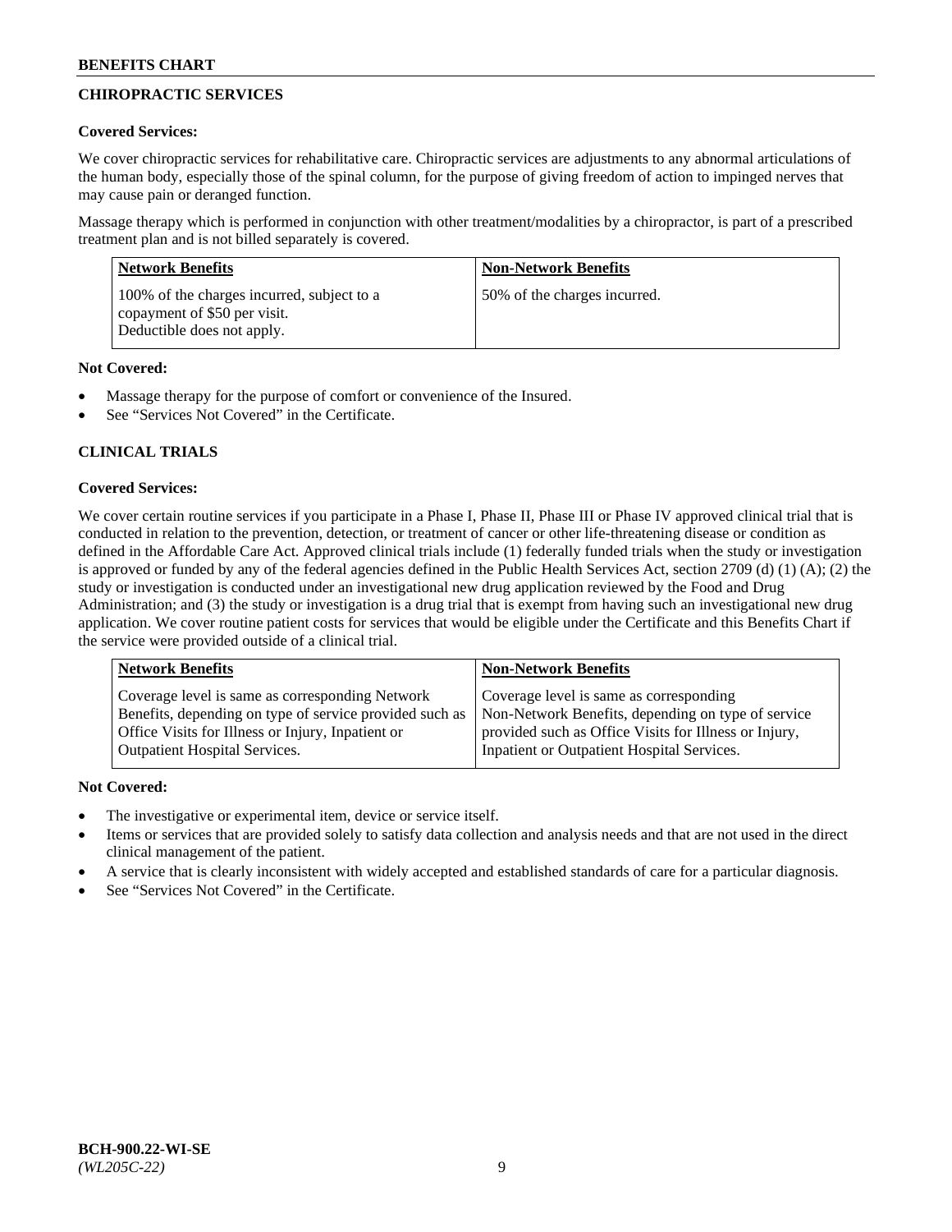## CHIROPRACTIC SERVICES

**Covered Services:**

We cover chiropractic services for rehabilitative care. Chiropractic services are adjustments to any abnormal articulations of the human body, especially those of the spinal column, for the purpose of giving freedom of action to impinged nerves that may cause pain or deranged function.

Massage therapy which is performed in conjunction with other treatment/modalities by a chiropractor, is part of a prescribed treatment plan and is not billed separately is covered.

| Network Benefits | Non-Network Benefits |
|---|---|
| 100% of the charges incurred, subject to a copayment of $50 per visit. Deductible does not apply. | 50% of the charges incurred. |

**Not Covered:**

- Massage therapy for the purpose of comfort or convenience of the Insured.
- See "Services Not Covered" in the Certificate.

## CLINICAL TRIALS

**Covered Services:**

We cover certain routine services if you participate in a Phase I, Phase II, Phase III or Phase IV approved clinical trial that is conducted in relation to the prevention, detection, or treatment of cancer or other life-threatening disease or condition as defined in the Affordable Care Act. Approved clinical trials include (1) federally funded trials when the study or investigation is approved or funded by any of the federal agencies defined in the Public Health Services Act, section 2709 (d) (1) (A); (2) the study or investigation is conducted under an investigational new drug application reviewed by the Food and Drug Administration; and (3) the study or investigation is a drug trial that is exempt from having such an investigational new drug application. We cover routine patient costs for services that would be eligible under the Certificate and this Benefits Chart if the service were provided outside of a clinical trial.

| Network Benefits | Non-Network Benefits |
|---|---|
| Coverage level is same as corresponding Network Benefits, depending on type of service provided such as Office Visits for Illness or Injury, Inpatient or Outpatient Hospital Services. | Coverage level is same as corresponding Non-Network Benefits, depending on type of service provided such as Office Visits for Illness or Injury, Inpatient or Outpatient Hospital Services. |

**Not Covered:**

- The investigative or experimental item, device or service itself.
- Items or services that are provided solely to satisfy data collection and analysis needs and that are not used in the direct clinical management of the patient.
- A service that is clearly inconsistent with widely accepted and established standards of care for a particular diagnosis.
- See "Services Not Covered" in the Certificate.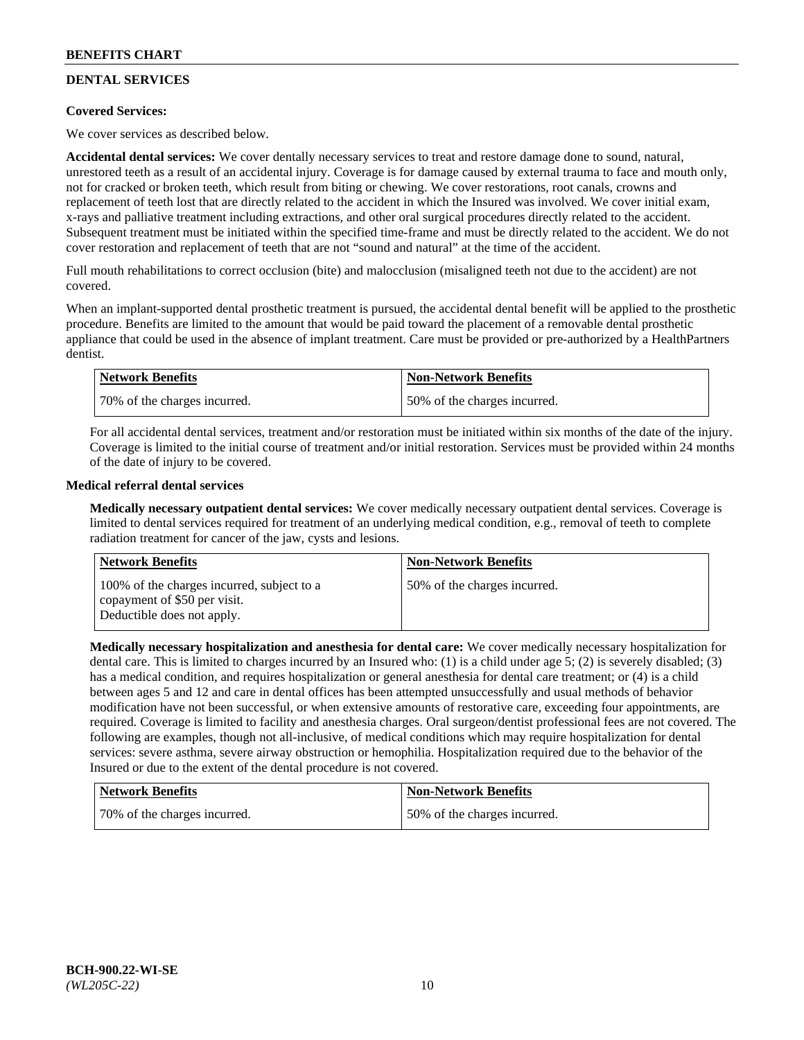## DENTAL SERVICES

**Covered Services:**

We cover services as described below.

**Accidental dental services:** We cover dentally necessary services to treat and restore damage done to sound, natural, unrestored teeth as a result of an accidental injury. Coverage is for damage caused by external trauma to face and mouth only, not for cracked or broken teeth, which result from biting or chewing. We cover restorations, root canals, crowns and replacement of teeth lost that are directly related to the accident in which the Insured was involved. We cover initial exam, x-rays and palliative treatment including extractions, and other oral surgical procedures directly related to the accident. Subsequent treatment must be initiated within the specified time-frame and must be directly related to the accident. We do not cover restoration and replacement of teeth that are not "sound and natural" at the time of the accident.

Full mouth rehabilitations to correct occlusion (bite) and malocclusion (misaligned teeth not due to the accident) are not covered.

When an implant-supported dental prosthetic treatment is pursued, the accidental dental benefit will be applied to the prosthetic procedure. Benefits are limited to the amount that would be paid toward the placement of a removable dental prosthetic appliance that could be used in the absence of implant treatment. Care must be provided or pre-authorized by a HealthPartners dentist.

| Network Benefits | Non-Network Benefits |
|---|---|
| 70% of the charges incurred. | 50% of the charges incurred. |

For all accidental dental services, treatment and/or restoration must be initiated within six months of the date of the injury. Coverage is limited to the initial course of treatment and/or initial restoration. Services must be provided within 24 months of the date of injury to be covered.

**Medical referral dental services**

**Medically necessary outpatient dental services:** We cover medically necessary outpatient dental services. Coverage is limited to dental services required for treatment of an underlying medical condition, e.g., removal of teeth to complete radiation treatment for cancer of the jaw, cysts and lesions.

| Network Benefits | Non-Network Benefits |
|---|---|
| 100% of the charges incurred, subject to a copayment of $50 per visit. Deductible does not apply. | 50% of the charges incurred. |

**Medically necessary hospitalization and anesthesia for dental care:** We cover medically necessary hospitalization for dental care. This is limited to charges incurred by an Insured who: (1) is a child under age 5; (2) is severely disabled; (3) has a medical condition, and requires hospitalization or general anesthesia for dental care treatment; or (4) is a child between ages 5 and 12 and care in dental offices has been attempted unsuccessfully and usual methods of behavior modification have not been successful, or when extensive amounts of restorative care, exceeding four appointments, are required. Coverage is limited to facility and anesthesia charges. Oral surgeon/dentist professional fees are not covered. The following are examples, though not all-inclusive, of medical conditions which may require hospitalization for dental services: severe asthma, severe airway obstruction or hemophilia. Hospitalization required due to the behavior of the Insured or due to the extent of the dental procedure is not covered.

| Network Benefits | Non-Network Benefits |
|---|---|
| 70% of the charges incurred. | 50% of the charges incurred. |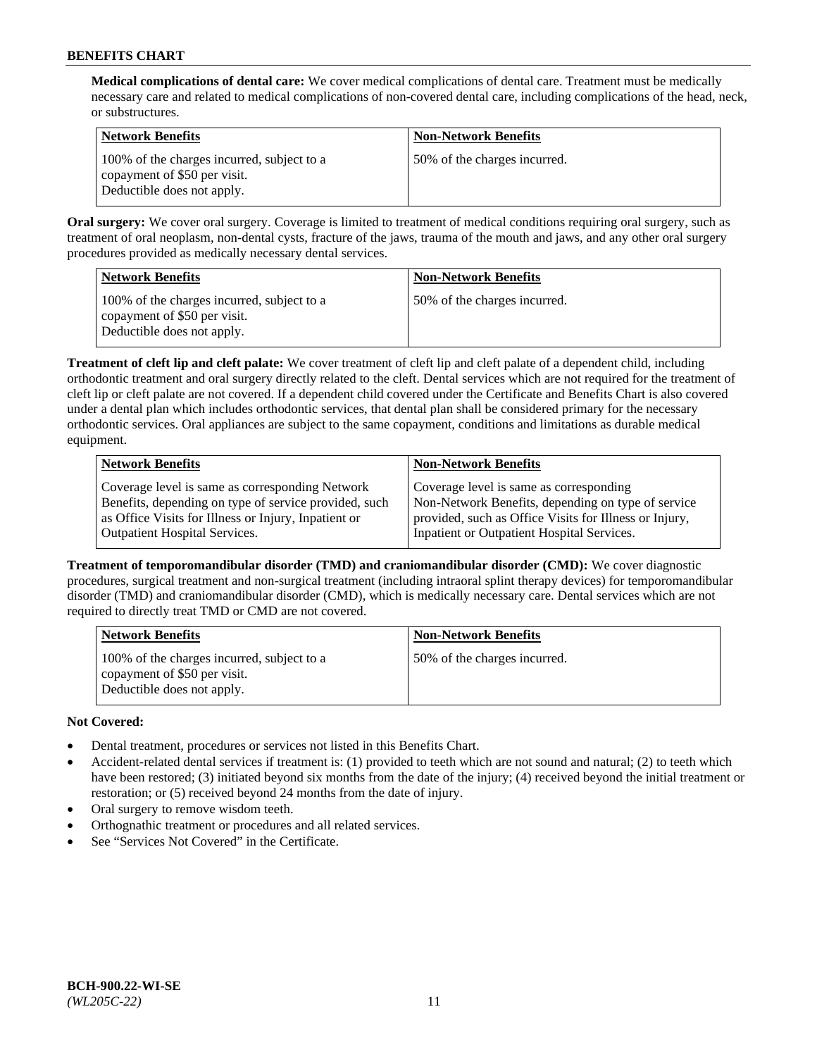**Medical complications of dental care:** We cover medical complications of dental care. Treatment must be medically necessary care and related to medical complications of non-covered dental care, including complications of the head, neck, or substructures.

| Network Benefits | Non-Network Benefits |
|---|---|
| 100% of the charges incurred, subject to a copayment of $50 per visit. Deductible does not apply. | 50% of the charges incurred. |

**Oral surgery:** We cover oral surgery. Coverage is limited to treatment of medical conditions requiring oral surgery, such as treatment of oral neoplasm, non-dental cysts, fracture of the jaws, trauma of the mouth and jaws, and any other oral surgery procedures provided as medically necessary dental services.

| Network Benefits | Non-Network Benefits |
|---|---|
| 100% of the charges incurred, subject to a copayment of $50 per visit. Deductible does not apply. | 50% of the charges incurred. |

**Treatment of cleft lip and cleft palate:** We cover treatment of cleft lip and cleft palate of a dependent child, including orthodontic treatment and oral surgery directly related to the cleft. Dental services which are not required for the treatment of cleft lip or cleft palate are not covered. If a dependent child covered under the Certificate and Benefits Chart is also covered under a dental plan which includes orthodontic services, that dental plan shall be considered primary for the necessary orthodontic services. Oral appliances are subject to the same copayment, conditions and limitations as durable medical equipment.

| Network Benefits | Non-Network Benefits |
|---|---|
| Coverage level is same as corresponding Network Benefits, depending on type of service provided, such as Office Visits for Illness or Injury, Inpatient or Outpatient Hospital Services. | Coverage level is same as corresponding Non-Network Benefits, depending on type of service provided, such as Office Visits for Illness or Injury, Inpatient or Outpatient Hospital Services. |

**Treatment of temporomandibular disorder (TMD) and craniomandibular disorder (CMD):** We cover diagnostic procedures, surgical treatment and non-surgical treatment (including intraoral splint therapy devices) for temporomandibular disorder (TMD) and craniomandibular disorder (CMD), which is medically necessary care. Dental services which are not required to directly treat TMD or CMD are not covered.

| Network Benefits | Non-Network Benefits |
|---|---|
| 100% of the charges incurred, subject to a copayment of $50 per visit. Deductible does not apply. | 50% of the charges incurred. |

**Not Covered:**

- Dental treatment, procedures or services not listed in this Benefits Chart.
- Accident-related dental services if treatment is: (1) provided to teeth which are not sound and natural; (2) to teeth which have been restored; (3) initiated beyond six months from the date of the injury; (4) received beyond the initial treatment or restoration; or (5) received beyond 24 months from the date of injury.
- Oral surgery to remove wisdom teeth.
- Orthognathic treatment or procedures and all related services.
- See "Services Not Covered" in the Certificate.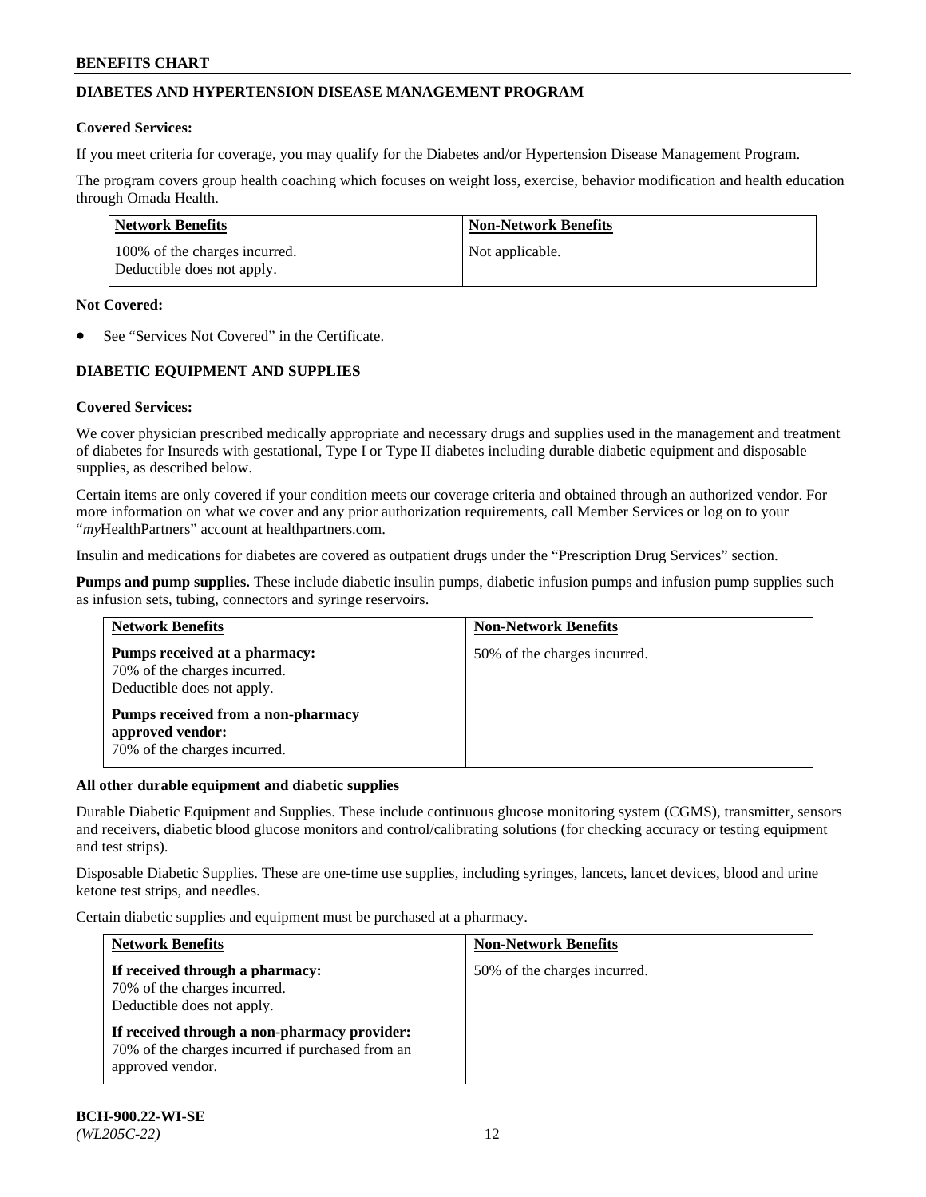## DIABETES AND HYPERTENSION DISEASE MANAGEMENT PROGRAM

**Covered Services:**

If you meet criteria for coverage, you may qualify for the Diabetes and/or Hypertension Disease Management Program.

The program covers group health coaching which focuses on weight loss, exercise, behavior modification and health education through Omada Health.

| Network Benefits | Non-Network Benefits |
|---|---|
| 100% of the charges incurred. Deductible does not apply. | Not applicable. |

**Not Covered:**

- See "Services Not Covered" in the Certificate.

## DIABETIC EQUIPMENT AND SUPPLIES

**Covered Services:**

We cover physician prescribed medically appropriate and necessary drugs and supplies used in the management and treatment of diabetes for Insureds with gestational, Type I or Type II diabetes including durable diabetic equipment and disposable supplies, as described below.

Certain items are only covered if your condition meets our coverage criteria and obtained through an authorized vendor. For more information on what we cover and any prior authorization requirements, call Member Services or log on to your "*my*HealthPartners" account at healthpartners.com.

Insulin and medications for diabetes are covered as outpatient drugs under the "Prescription Drug Services" section.

**Pumps and pump supplies.** These include diabetic insulin pumps, diabetic infusion pumps and infusion pump supplies such as infusion sets, tubing, connectors and syringe reservoirs.

| Network Benefits | Non-Network Benefits |
|---|---|
| **Pumps received at a pharmacy:** 70% of the charges incurred. Deductible does not apply. **Pumps received from a non-pharmacy approved vendor:** 70% of the charges incurred. | 50% of the charges incurred. |

**All other durable equipment and diabetic supplies**

Durable Diabetic Equipment and Supplies. These include continuous glucose monitoring system (CGMS), transmitter, sensors and receivers, diabetic blood glucose monitors and control/calibrating solutions (for checking accuracy or testing equipment and test strips).

Disposable Diabetic Supplies. These are one-time use supplies, including syringes, lancets, lancet devices, blood and urine ketone test strips, and needles.

Certain diabetic supplies and equipment must be purchased at a pharmacy.

| Network Benefits | Non-Network Benefits |
|---|---|
| **If received through a pharmacy:** 70% of the charges incurred. Deductible does not apply. **If received through a non-pharmacy provider:** 70% of the charges incurred if purchased from an approved vendor. | 50% of the charges incurred. |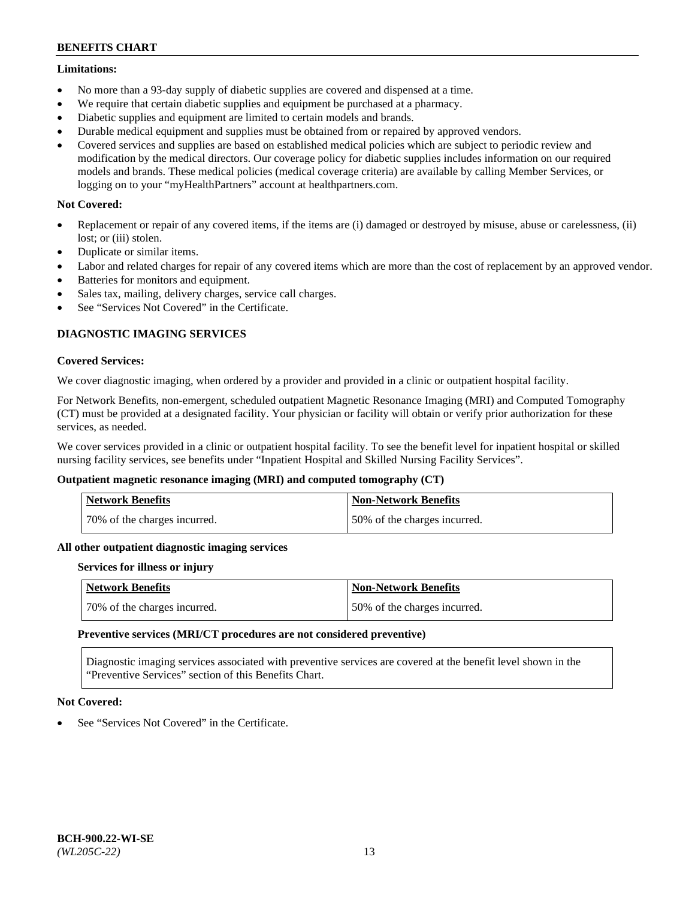**Limitations:**

- No more than a 93-day supply of diabetic supplies are covered and dispensed at a time.
- We require that certain diabetic supplies and equipment be purchased at a pharmacy.
- Diabetic supplies and equipment are limited to certain models and brands.
- Durable medical equipment and supplies must be obtained from or repaired by approved vendors.
- Covered services and supplies are based on established medical policies which are subject to periodic review and modification by the medical directors. Our coverage policy for diabetic supplies includes information on our required models and brands. These medical policies (medical coverage criteria) are available by calling Member Services, or logging on to your "myHealthPartners" account at healthpartners.com.

**Not Covered:**

- Replacement or repair of any covered items, if the items are (i) damaged or destroyed by misuse, abuse or carelessness, (ii) lost; or (iii) stolen.
- Duplicate or similar items.
- Labor and related charges for repair of any covered items which are more than the cost of replacement by an approved vendor.
- Batteries for monitors and equipment.
- Sales tax, mailing, delivery charges, service call charges.
- See "Services Not Covered" in the Certificate.

## DIAGNOSTIC IMAGING SERVICES

**Covered Services:**

We cover diagnostic imaging, when ordered by a provider and provided in a clinic or outpatient hospital facility.

For Network Benefits, non-emergent, scheduled outpatient Magnetic Resonance Imaging (MRI) and Computed Tomography (CT) must be provided at a designated facility. Your physician or facility will obtain or verify prior authorization for these services, as needed.

We cover services provided in a clinic or outpatient hospital facility. To see the benefit level for inpatient hospital or skilled nursing facility services, see benefits under "Inpatient Hospital and Skilled Nursing Facility Services".

**Outpatient magnetic resonance imaging (MRI) and computed tomography (CT)**

| Network Benefits | Non-Network Benefits |
|---|---|
| 70% of the charges incurred. | 50% of the charges incurred. |

**All other outpatient diagnostic imaging services**

**Services for illness or injury**

| Network Benefits | Non-Network Benefits |
|---|---|
| 70% of the charges incurred. | 50% of the charges incurred. |

**Preventive services (MRI/CT procedures are not considered preventive)**

Diagnostic imaging services associated with preventive services are covered at the benefit level shown in the "Preventive Services" section of this Benefits Chart.

**Not Covered:**

- See "Services Not Covered" in the Certificate.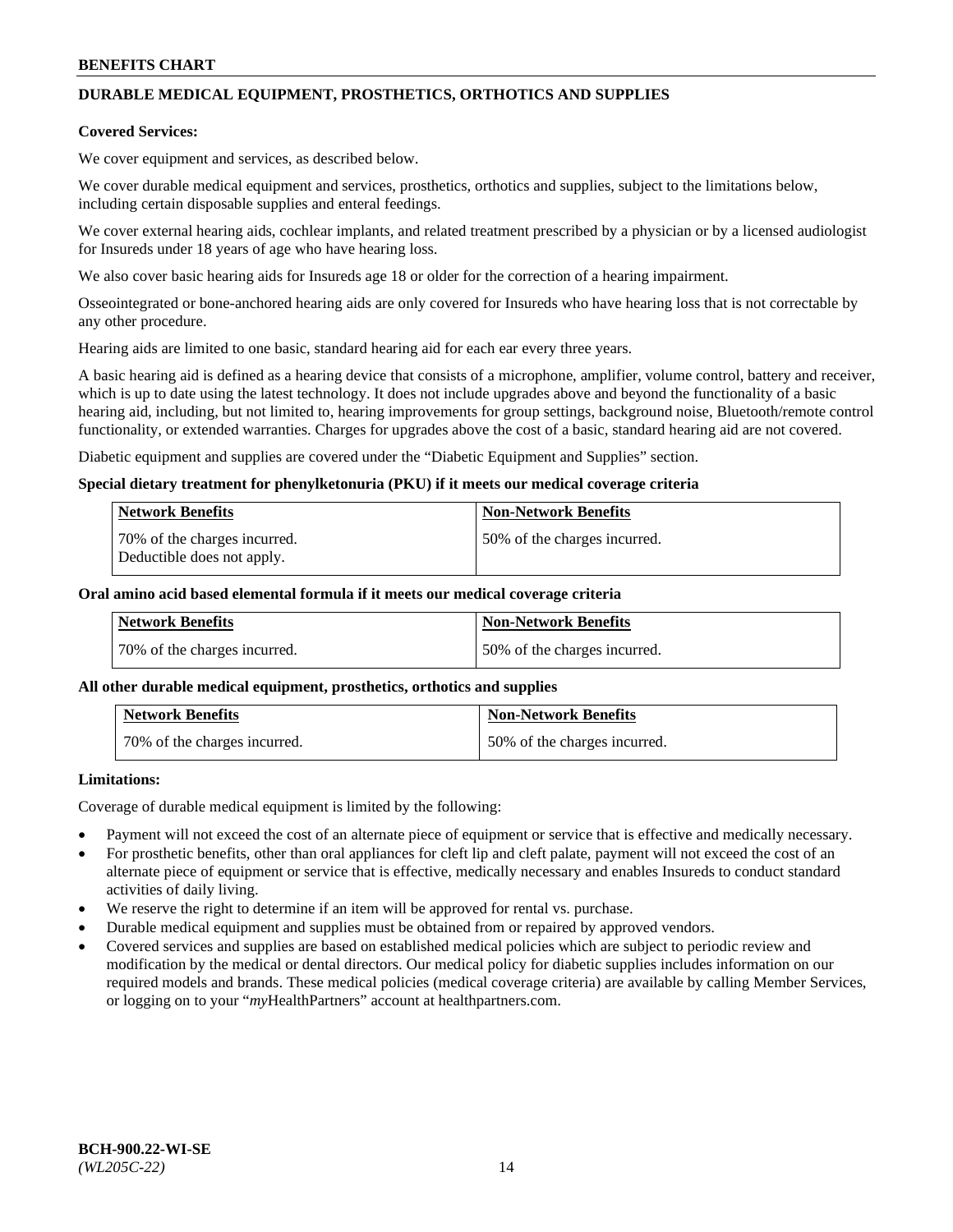## DURABLE MEDICAL EQUIPMENT, PROSTHETICS, ORTHOTICS AND SUPPLIES

**Covered Services:**

We cover equipment and services, as described below.

We cover durable medical equipment and services, prosthetics, orthotics and supplies, subject to the limitations below, including certain disposable supplies and enteral feedings.

We cover external hearing aids, cochlear implants, and related treatment prescribed by a physician or by a licensed audiologist for Insureds under 18 years of age who have hearing loss.

We also cover basic hearing aids for Insureds age 18 or older for the correction of a hearing impairment.

Osseointegrated or bone-anchored hearing aids are only covered for Insureds who have hearing loss that is not correctable by any other procedure.

Hearing aids are limited to one basic, standard hearing aid for each ear every three years.

A basic hearing aid is defined as a hearing device that consists of a microphone, amplifier, volume control, battery and receiver, which is up to date using the latest technology. It does not include upgrades above and beyond the functionality of a basic hearing aid, including, but not limited to, hearing improvements for group settings, background noise, Bluetooth/remote control functionality, or extended warranties. Charges for upgrades above the cost of a basic, standard hearing aid are not covered.

Diabetic equipment and supplies are covered under the "Diabetic Equipment and Supplies" section.

**Special dietary treatment for phenylketonuria (PKU) if it meets our medical coverage criteria**

| Network Benefits | Non-Network Benefits |
| --- | --- |
| 70% of the charges incurred. Deductible does not apply. | 50% of the charges incurred. |

**Oral amino acid based elemental formula if it meets our medical coverage criteria**

| Network Benefits | Non-Network Benefits |
| --- | --- |
| 70% of the charges incurred. | 50% of the charges incurred. |

**All other durable medical equipment, prosthetics, orthotics and supplies**

| Network Benefits | Non-Network Benefits |
| --- | --- |
| 70% of the charges incurred. | 50% of the charges incurred. |

**Limitations:**

Coverage of durable medical equipment is limited by the following:

- Payment will not exceed the cost of an alternate piece of equipment or service that is effective and medically necessary.
- For prosthetic benefits, other than oral appliances for cleft lip and cleft palate, payment will not exceed the cost of an alternate piece of equipment or service that is effective, medically necessary and enables Insureds to conduct standard activities of daily living.
- We reserve the right to determine if an item will be approved for rental vs. purchase.
- Durable medical equipment and supplies must be obtained from or repaired by approved vendors.
- Covered services and supplies are based on established medical policies which are subject to periodic review and modification by the medical or dental directors. Our medical policy for diabetic supplies includes information on our required models and brands. These medical policies (medical coverage criteria) are available by calling Member Services, or logging on to your "*my*HealthPartners" account at healthpartners.com.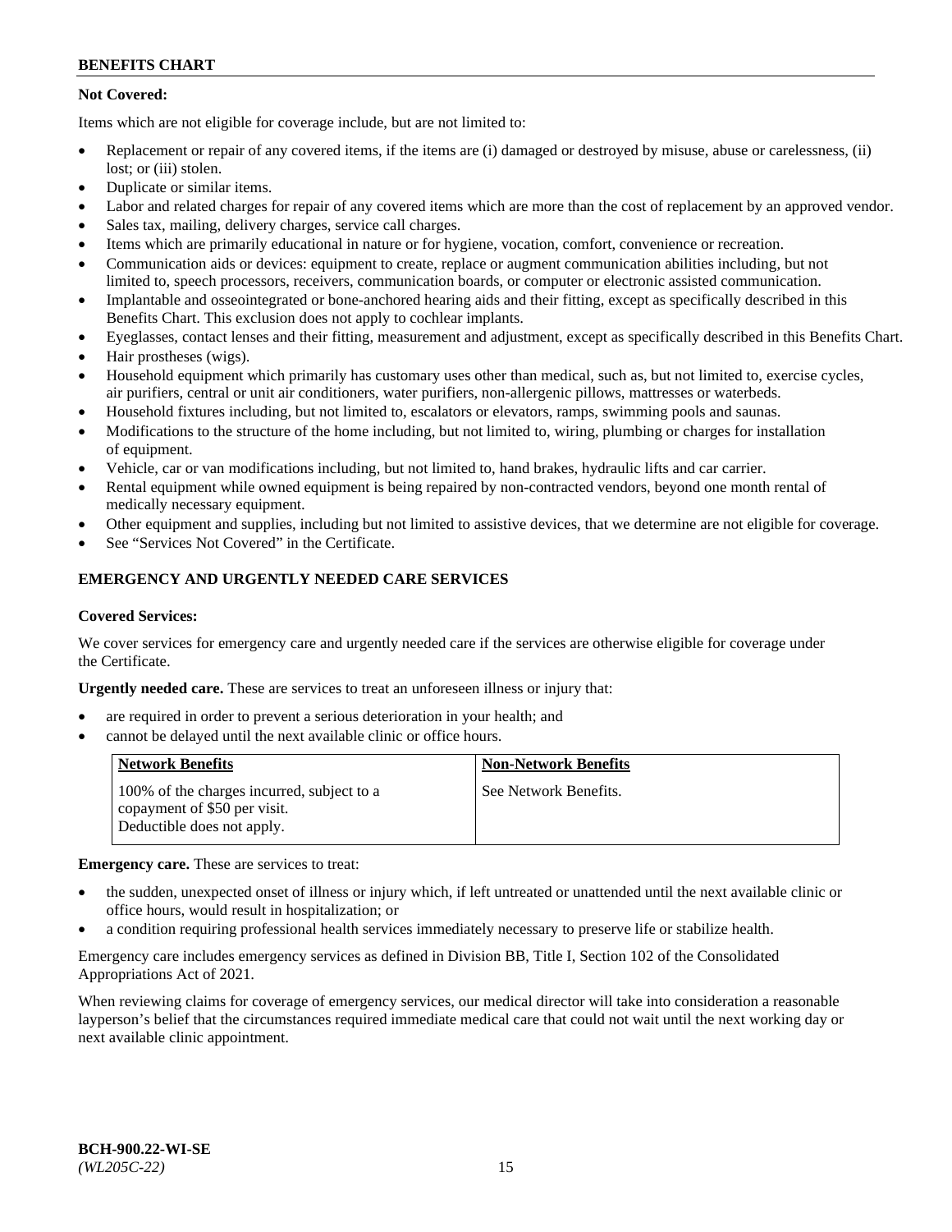**Not Covered:**

Items which are not eligible for coverage include, but are not limited to:

- Replacement or repair of any covered items, if the items are (i) damaged or destroyed by misuse, abuse or carelessness, (ii) lost; or (iii) stolen.
- Duplicate or similar items.
- Labor and related charges for repair of any covered items which are more than the cost of replacement by an approved vendor.
- Sales tax, mailing, delivery charges, service call charges.
- Items which are primarily educational in nature or for hygiene, vocation, comfort, convenience or recreation.
- Communication aids or devices: equipment to create, replace or augment communication abilities including, but not limited to, speech processors, receivers, communication boards, or computer or electronic assisted communication.
- Implantable and osseointegrated or bone-anchored hearing aids and their fitting, except as specifically described in this Benefits Chart. This exclusion does not apply to cochlear implants.
- Eyeglasses, contact lenses and their fitting, measurement and adjustment, except as specifically described in this Benefits Chart.
- Hair prostheses (wigs).
- Household equipment which primarily has customary uses other than medical, such as, but not limited to, exercise cycles, air purifiers, central or unit air conditioners, water purifiers, non-allergenic pillows, mattresses or waterbeds.
- Household fixtures including, but not limited to, escalators or elevators, ramps, swimming pools and saunas.
- Modifications to the structure of the home including, but not limited to, wiring, plumbing or charges for installation of equipment.
- Vehicle, car or van modifications including, but not limited to, hand brakes, hydraulic lifts and car carrier.
- Rental equipment while owned equipment is being repaired by non-contracted vendors, beyond one month rental of medically necessary equipment.
- Other equipment and supplies, including but not limited to assistive devices, that we determine are not eligible for coverage.
- See "Services Not Covered" in the Certificate.

## EMERGENCY AND URGENTLY NEEDED CARE SERVICES

**Covered Services:**

We cover services for emergency care and urgently needed care if the services are otherwise eligible for coverage under the Certificate.

**Urgently needed care.** These are services to treat an unforeseen illness or injury that:

- are required in order to prevent a serious deterioration in your health; and
- cannot be delayed until the next available clinic or office hours.

| Network Benefits | Non-Network Benefits |
|---|---|
| 100% of the charges incurred, subject to a copayment of $50 per visit. Deductible does not apply. | See Network Benefits. |

**Emergency care.** These are services to treat:

- the sudden, unexpected onset of illness or injury which, if left untreated or unattended until the next available clinic or office hours, would result in hospitalization; or
- a condition requiring professional health services immediately necessary to preserve life or stabilize health.

Emergency care includes emergency services as defined in Division BB, Title I, Section 102 of the Consolidated Appropriations Act of 2021.

When reviewing claims for coverage of emergency services, our medical director will take into consideration a reasonable layperson's belief that the circumstances required immediate medical care that could not wait until the next working day or next available clinic appointment.

BCH-900.22-WI-SE
*(WL205C-22)*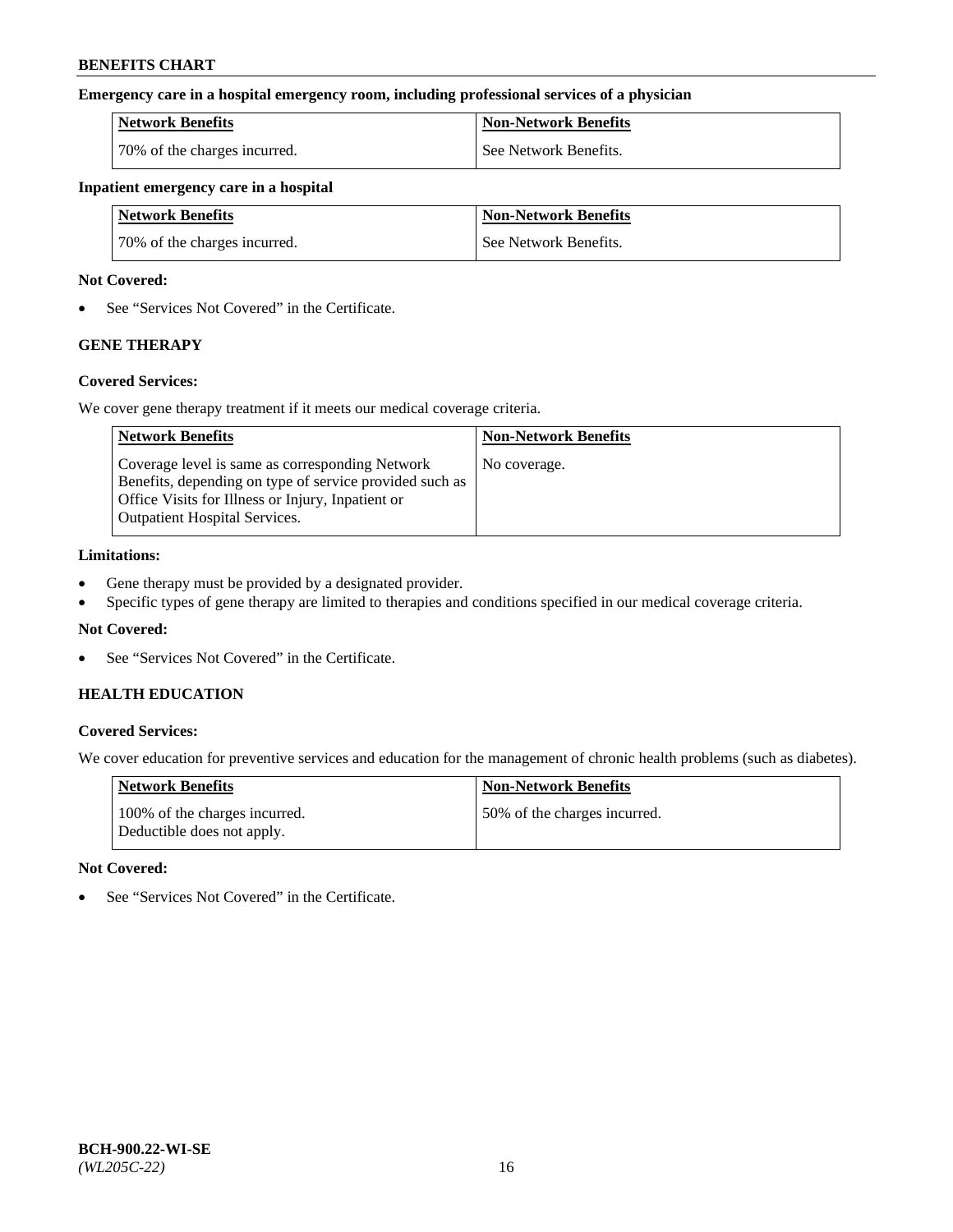**Emergency care in a hospital emergency room, including professional services of a physician**

| Network Benefits | Non-Network Benefits |
| --- | --- |
| 70% of the charges incurred. | See Network Benefits. |

**Inpatient emergency care in a hospital**

| Network Benefits | Non-Network Benefits |
| --- | --- |
| 70% of the charges incurred. | See Network Benefits. |

**Not Covered:**

- See "Services Not Covered" in the Certificate.

## GENE THERAPY

**Covered Services:**

We cover gene therapy treatment if it meets our medical coverage criteria.

| Network Benefits | Non-Network Benefits |
| --- | --- |
| Coverage level is same as corresponding Network Benefits, depending on type of service provided such as Office Visits for Illness or Injury, Inpatient or Outpatient Hospital Services. | No coverage. |

**Limitations:**

- Gene therapy must be provided by a designated provider.
- Specific types of gene therapy are limited to therapies and conditions specified in our medical coverage criteria.

**Not Covered:**

- See "Services Not Covered" in the Certificate.

## HEALTH EDUCATION

**Covered Services:**

We cover education for preventive services and education for the management of chronic health problems (such as diabetes).

| Network Benefits | Non-Network Benefits |
| --- | --- |
| 100% of the charges incurred.<br>Deductible does not apply. | 50% of the charges incurred. |

**Not Covered:**

- See "Services Not Covered" in the Certificate.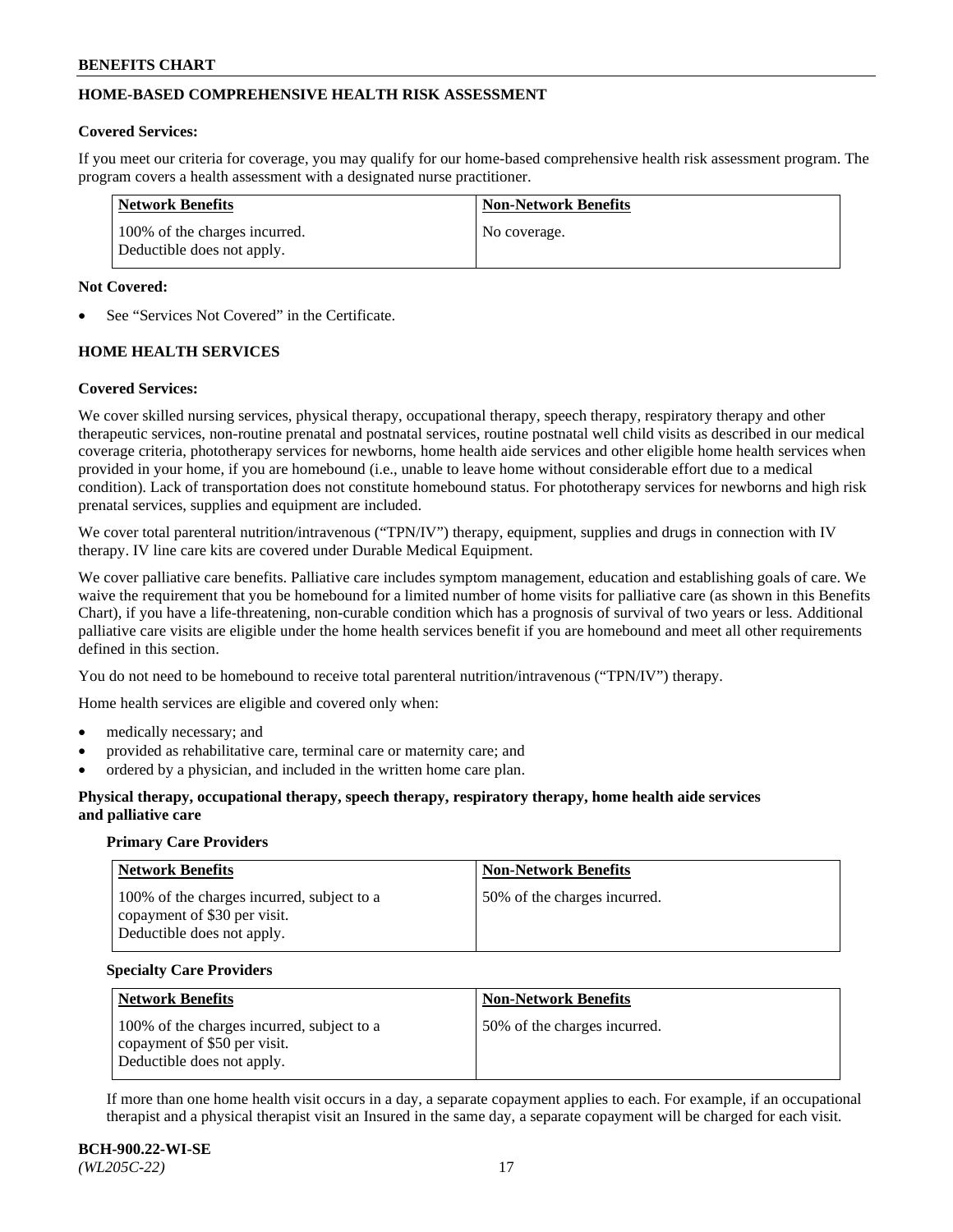## HOME-BASED COMPREHENSIVE HEALTH RISK ASSESSMENT

**Covered Services:**

If you meet our criteria for coverage, you may qualify for our home-based comprehensive health risk assessment program. The program covers a health assessment with a designated nurse practitioner.

| Network Benefits | Non-Network Benefits |
|---|---|
| 100% of the charges incurred. Deductible does not apply. | No coverage. |

**Not Covered:**

- See "Services Not Covered" in the Certificate.

## HOME HEALTH SERVICES

**Covered Services:**

We cover skilled nursing services, physical therapy, occupational therapy, speech therapy, respiratory therapy and other therapeutic services, non-routine prenatal and postnatal services, routine postnatal well child visits as described in our medical coverage criteria, phototherapy services for newborns, home health aide services and other eligible home health services when provided in your home, if you are homebound (i.e., unable to leave home without considerable effort due to a medical condition). Lack of transportation does not constitute homebound status. For phototherapy services for newborns and high risk prenatal services, supplies and equipment are included.

We cover total parenteral nutrition/intravenous ("TPN/IV") therapy, equipment, supplies and drugs in connection with IV therapy. IV line care kits are covered under Durable Medical Equipment.

We cover palliative care benefits. Palliative care includes symptom management, education and establishing goals of care. We waive the requirement that you be homebound for a limited number of home visits for palliative care (as shown in this Benefits Chart), if you have a life-threatening, non-curable condition which has a prognosis of survival of two years or less. Additional palliative care visits are eligible under the home health services benefit if you are homebound and meet all other requirements defined in this section.

You do not need to be homebound to receive total parenteral nutrition/intravenous ("TPN/IV") therapy.

Home health services are eligible and covered only when:

- medically necessary; and
- provided as rehabilitative care, terminal care or maternity care; and
- ordered by a physician, and included in the written home care plan.

**Physical therapy, occupational therapy, speech therapy, respiratory therapy, home health aide services and palliative care**

**Primary Care Providers**

| Network Benefits | Non-Network Benefits |
|---|---|
| 100% of the charges incurred, subject to a copayment of $30 per visit. Deductible does not apply. | 50% of the charges incurred. |

**Specialty Care Providers**

| Network Benefits | Non-Network Benefits |
|---|---|
| 100% of the charges incurred, subject to a copayment of $50 per visit. Deductible does not apply. | 50% of the charges incurred. |

If more than one home health visit occurs in a day, a separate copayment applies to each. For example, if an occupational therapist and a physical therapist visit an Insured in the same day, a separate copayment will be charged for each visit.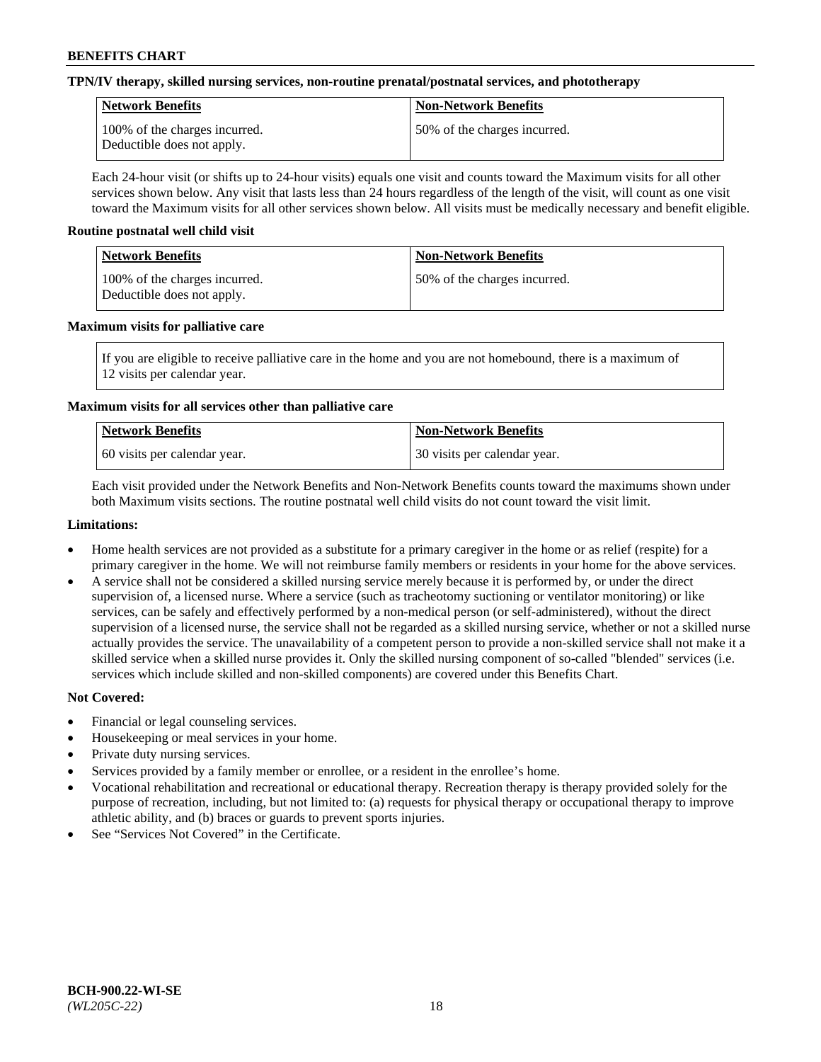**TPN/IV therapy, skilled nursing services, non-routine prenatal/postnatal services, and phototherapy**

| Network Benefits | Non-Network Benefits |
|---|---|
| 100% of the charges incurred. Deductible does not apply. | 50% of the charges incurred. |

Each 24-hour visit (or shifts up to 24-hour visits) equals one visit and counts toward the Maximum visits for all other services shown below. Any visit that lasts less than 24 hours regardless of the length of the visit, will count as one visit toward the Maximum visits for all other services shown below. All visits must be medically necessary and benefit eligible.

**Routine postnatal well child visit**

| Network Benefits | Non-Network Benefits |
|---|---|
| 100% of the charges incurred. Deductible does not apply. | 50% of the charges incurred. |

**Maximum visits for palliative care**

If you are eligible to receive palliative care in the home and you are not homebound, there is a maximum of 12 visits per calendar year.

**Maximum visits for all services other than palliative care**

| Network Benefits | Non-Network Benefits |
|---|---|
| 60 visits per calendar year. | 30 visits per calendar year. |

Each visit provided under the Network Benefits and Non-Network Benefits counts toward the maximums shown under both Maximum visits sections. The routine postnatal well child visits do not count toward the visit limit.

**Limitations:**

- Home health services are not provided as a substitute for a primary caregiver in the home or as relief (respite) for a primary caregiver in the home. We will not reimburse family members or residents in your home for the above services.
- A service shall not be considered a skilled nursing service merely because it is performed by, or under the direct supervision of, a licensed nurse. Where a service (such as tracheotomy suctioning or ventilator monitoring) or like services, can be safely and effectively performed by a non-medical person (or self-administered), without the direct supervision of a licensed nurse, the service shall not be regarded as a skilled nursing service, whether or not a skilled nurse actually provides the service. The unavailability of a competent person to provide a non-skilled service shall not make it a skilled service when a skilled nurse provides it. Only the skilled nursing component of so-called "blended" services (i.e. services which include skilled and non-skilled components) are covered under this Benefits Chart.

**Not Covered:**

- Financial or legal counseling services.
- Housekeeping or meal services in your home.
- Private duty nursing services.
- Services provided by a family member or enrollee, or a resident in the enrollee's home.
- Vocational rehabilitation and recreational or educational therapy. Recreation therapy is therapy provided solely for the purpose of recreation, including, but not limited to: (a) requests for physical therapy or occupational therapy to improve athletic ability, and (b) braces or guards to prevent sports injuries.
- See "Services Not Covered" in the Certificate.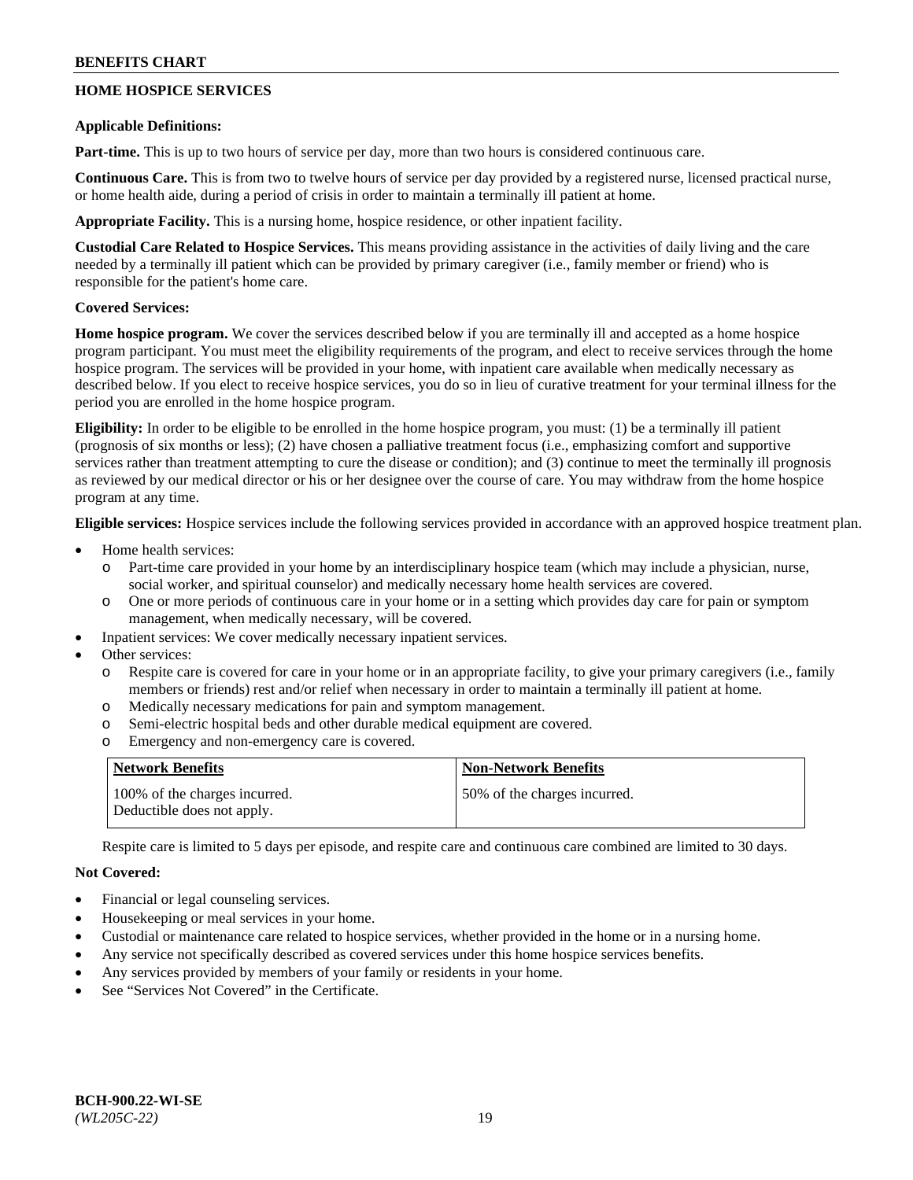## HOME HOSPICE SERVICES

**Applicable Definitions:**

**Part-time.** This is up to two hours of service per day, more than two hours is considered continuous care.

**Continuous Care.** This is from two to twelve hours of service per day provided by a registered nurse, licensed practical nurse, or home health aide, during a period of crisis in order to maintain a terminally ill patient at home.

**Appropriate Facility.** This is a nursing home, hospice residence, or other inpatient facility.

**Custodial Care Related to Hospice Services.** This means providing assistance in the activities of daily living and the care needed by a terminally ill patient which can be provided by primary caregiver (i.e., family member or friend) who is responsible for the patient's home care.

**Covered Services:**

**Home hospice program.** We cover the services described below if you are terminally ill and accepted as a home hospice program participant. You must meet the eligibility requirements of the program, and elect to receive services through the home hospice program. The services will be provided in your home, with inpatient care available when medically necessary as described below. If you elect to receive hospice services, you do so in lieu of curative treatment for your terminal illness for the period you are enrolled in the home hospice program.

**Eligibility:** In order to be eligible to be enrolled in the home hospice program, you must: (1) be a terminally ill patient (prognosis of six months or less); (2) have chosen a palliative treatment focus (i.e., emphasizing comfort and supportive services rather than treatment attempting to cure the disease or condition); and (3) continue to meet the terminally ill prognosis as reviewed by our medical director or his or her designee over the course of care. You may withdraw from the home hospice program at any time.

**Eligible services:** Hospice services include the following services provided in accordance with an approved hospice treatment plan.

- Home health services:
  - Part-time care provided in your home by an interdisciplinary hospice team (which may include a physician, nurse, social worker, and spiritual counselor) and medically necessary home health services are covered.
  - One or more periods of continuous care in your home or in a setting which provides day care for pain or symptom management, when medically necessary, will be covered.
- Inpatient services: We cover medically necessary inpatient services.
- Other services:
  - Respite care is covered for care in your home or in an appropriate facility, to give your primary caregivers (i.e., family members or friends) rest and/or relief when necessary in order to maintain a terminally ill patient at home.
  - Medically necessary medications for pain and symptom management.
  - Semi-electric hospital beds and other durable medical equipment are covered.
  - Emergency and non-emergency care is covered.

| Network Benefits | Non-Network Benefits |
|---|---|
| 100% of the charges incurred. Deductible does not apply. | 50% of the charges incurred. |

Respite care is limited to 5 days per episode, and respite care and continuous care combined are limited to 30 days.

**Not Covered:**

- Financial or legal counseling services.
- Housekeeping or meal services in your home.
- Custodial or maintenance care related to hospice services, whether provided in the home or in a nursing home.
- Any service not specifically described as covered services under this home hospice services benefits.
- Any services provided by members of your family or residents in your home.
- See "Services Not Covered" in the Certificate.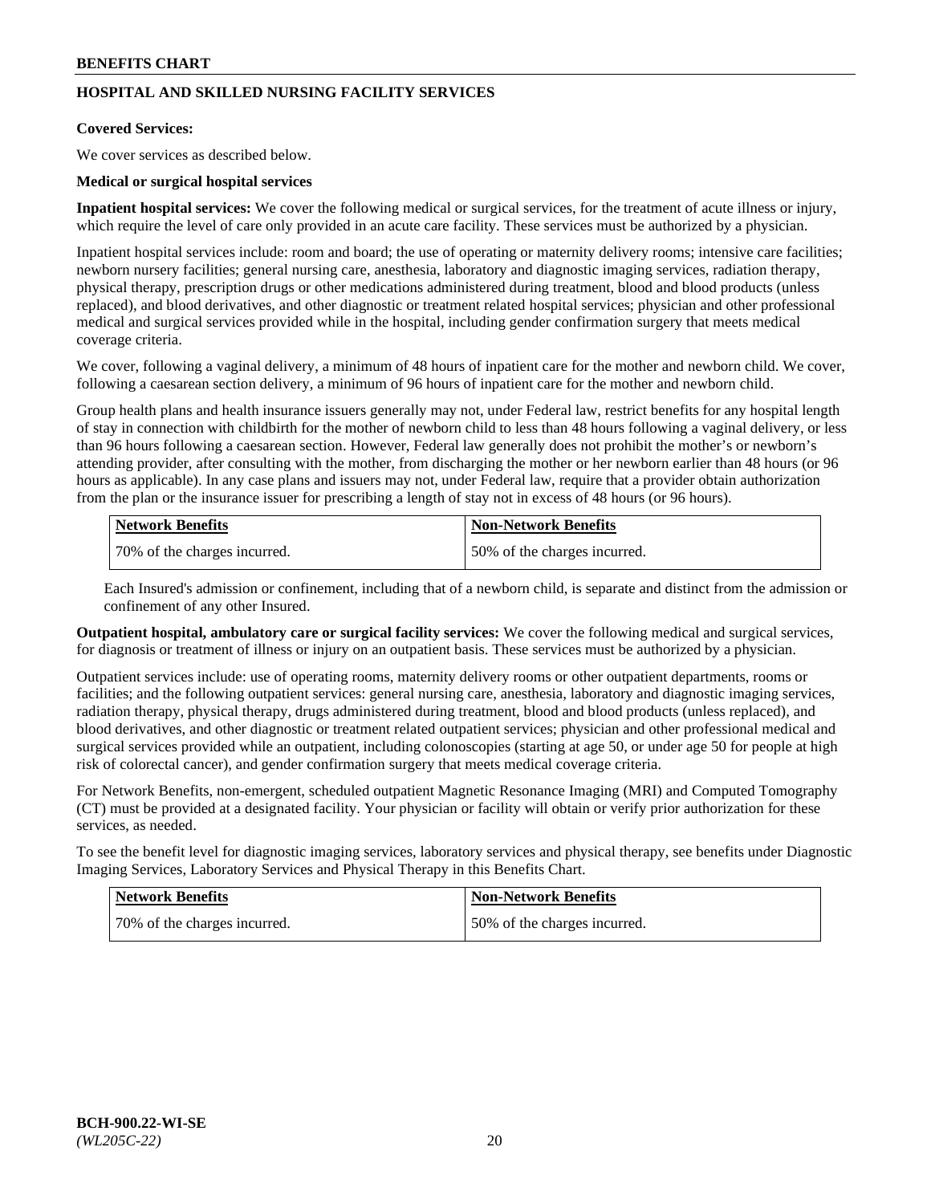## HOSPITAL AND SKILLED NURSING FACILITY SERVICES

**Covered Services:**

We cover services as described below.

**Medical or surgical hospital services**

**Inpatient hospital services:** We cover the following medical or surgical services, for the treatment of acute illness or injury, which require the level of care only provided in an acute care facility. These services must be authorized by a physician.

Inpatient hospital services include: room and board; the use of operating or maternity delivery rooms; intensive care facilities; newborn nursery facilities; general nursing care, anesthesia, laboratory and diagnostic imaging services, radiation therapy, physical therapy, prescription drugs or other medications administered during treatment, blood and blood products (unless replaced), and blood derivatives, and other diagnostic or treatment related hospital services; physician and other professional medical and surgical services provided while in the hospital, including gender confirmation surgery that meets medical coverage criteria.

We cover, following a vaginal delivery, a minimum of 48 hours of inpatient care for the mother and newborn child. We cover, following a caesarean section delivery, a minimum of 96 hours of inpatient care for the mother and newborn child.

Group health plans and health insurance issuers generally may not, under Federal law, restrict benefits for any hospital length of stay in connection with childbirth for the mother of newborn child to less than 48 hours following a vaginal delivery, or less than 96 hours following a caesarean section. However, Federal law generally does not prohibit the mother's or newborn's attending provider, after consulting with the mother, from discharging the mother or her newborn earlier than 48 hours (or 96 hours as applicable). In any case plans and issuers may not, under Federal law, require that a provider obtain authorization from the plan or the insurance issuer for prescribing a length of stay not in excess of 48 hours (or 96 hours).

| Network Benefits | Non-Network Benefits |
|---|---|
| 70% of the charges incurred. | 50% of the charges incurred. |

Each Insured's admission or confinement, including that of a newborn child, is separate and distinct from the admission or confinement of any other Insured.

**Outpatient hospital, ambulatory care or surgical facility services:** We cover the following medical and surgical services, for diagnosis or treatment of illness or injury on an outpatient basis. These services must be authorized by a physician.

Outpatient services include: use of operating rooms, maternity delivery rooms or other outpatient departments, rooms or facilities; and the following outpatient services: general nursing care, anesthesia, laboratory and diagnostic imaging services, radiation therapy, physical therapy, drugs administered during treatment, blood and blood products (unless replaced), and blood derivatives, and other diagnostic or treatment related outpatient services; physician and other professional medical and surgical services provided while an outpatient, including colonoscopies (starting at age 50, or under age 50 for people at high risk of colorectal cancer), and gender confirmation surgery that meets medical coverage criteria.

For Network Benefits, non-emergent, scheduled outpatient Magnetic Resonance Imaging (MRI) and Computed Tomography (CT) must be provided at a designated facility. Your physician or facility will obtain or verify prior authorization for these services, as needed.

To see the benefit level for diagnostic imaging services, laboratory services and physical therapy, see benefits under Diagnostic Imaging Services, Laboratory Services and Physical Therapy in this Benefits Chart.

| Network Benefits | Non-Network Benefits |
|---|---|
| 70% of the charges incurred. | 50% of the charges incurred. |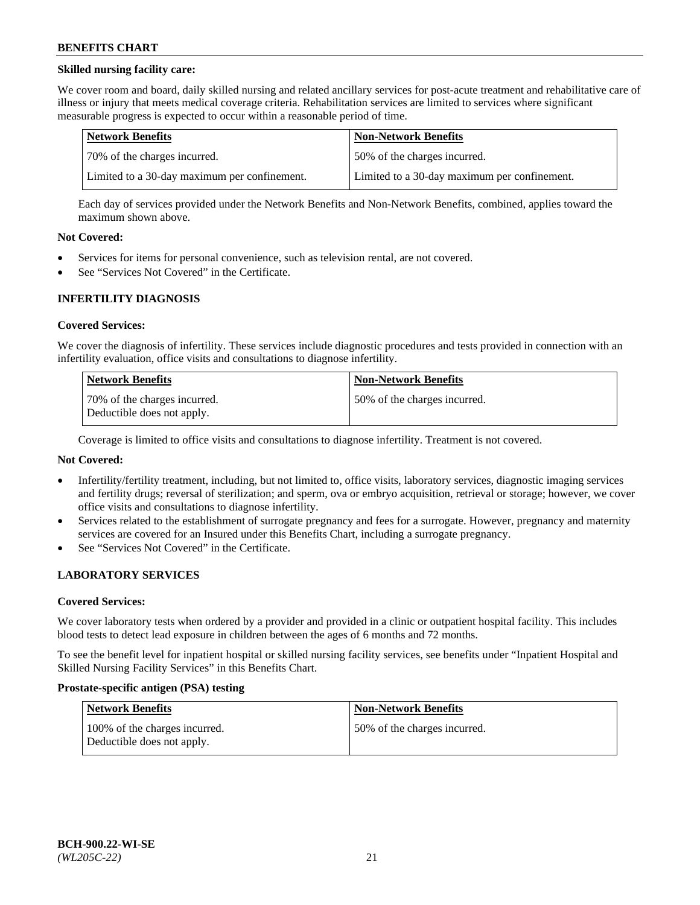**Skilled nursing facility care:**

We cover room and board, daily skilled nursing and related ancillary services for post-acute treatment and rehabilitative care of illness or injury that meets medical coverage criteria. Rehabilitation services are limited to services where significant measurable progress is expected to occur within a reasonable period of time.

| Network Benefits | Non-Network Benefits |
|---|---|
| 70% of the charges incurred. | 50% of the charges incurred. |
| Limited to a 30-day maximum per confinement. | Limited to a 30-day maximum per confinement. |

Each day of services provided under the Network Benefits and Non-Network Benefits, combined, applies toward the maximum shown above.

**Not Covered:**

- Services for items for personal convenience, such as television rental, are not covered.
- See "Services Not Covered" in the Certificate.

## INFERTILITY DIAGNOSIS

**Covered Services:**

We cover the diagnosis of infertility. These services include diagnostic procedures and tests provided in connection with an infertility evaluation, office visits and consultations to diagnose infertility.

| Network Benefits | Non-Network Benefits |
|---|---|
| 70% of the charges incurred. Deductible does not apply. | 50% of the charges incurred. |

Coverage is limited to office visits and consultations to diagnose infertility. Treatment is not covered.

**Not Covered:**

- Infertility/fertility treatment, including, but not limited to, office visits, laboratory services, diagnostic imaging services and fertility drugs; reversal of sterilization; and sperm, ova or embryo acquisition, retrieval or storage; however, we cover office visits and consultations to diagnose infertility.
- Services related to the establishment of surrogate pregnancy and fees for a surrogate. However, pregnancy and maternity services are covered for an Insured under this Benefits Chart, including a surrogate pregnancy.
- See "Services Not Covered" in the Certificate.

## LABORATORY SERVICES

**Covered Services:**

We cover laboratory tests when ordered by a provider and provided in a clinic or outpatient hospital facility. This includes blood tests to detect lead exposure in children between the ages of 6 months and 72 months.

To see the benefit level for inpatient hospital or skilled nursing facility services, see benefits under "Inpatient Hospital and Skilled Nursing Facility Services" in this Benefits Chart.

**Prostate-specific antigen (PSA) testing**

| Network Benefits | Non-Network Benefits |
|---|---|
| 100% of the charges incurred. Deductible does not apply. | 50% of the charges incurred. |

BCH-900.22-WI-SE
*(WL205C-22)*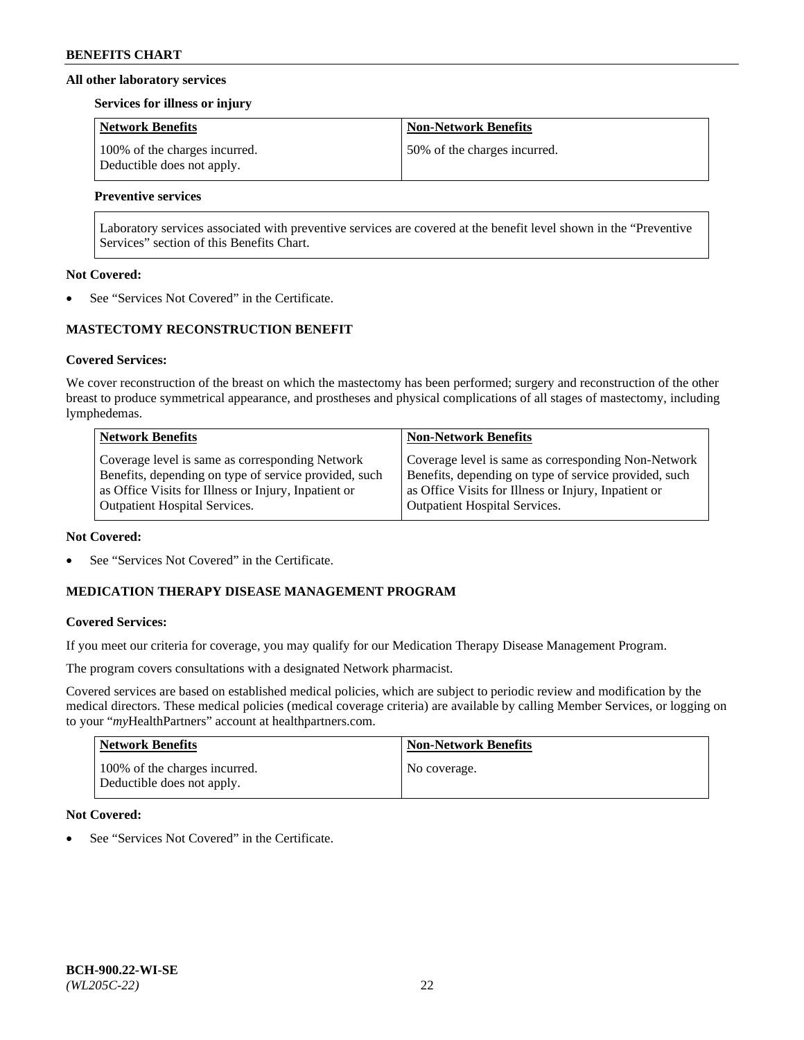**All other laboratory services**

**Services for illness or injury**

| Network Benefits | Non-Network Benefits |
| --- | --- |
| 100% of the charges incurred. Deductible does not apply. | 50% of the charges incurred. |

**Preventive services**

| Laboratory services associated with preventive services are covered at the benefit level shown in the "Preventive Services" section of this Benefits Chart. |
| --- |

**Not Covered:**

- See "Services Not Covered" in the Certificate.

## MASTECTOMY RECONSTRUCTION BENEFIT

**Covered Services:**

We cover reconstruction of the breast on which the mastectomy has been performed; surgery and reconstruction of the other breast to produce symmetrical appearance, and prostheses and physical complications of all stages of mastectomy, including lymphedemas.

| Network Benefits | Non-Network Benefits |
| --- | --- |
| Coverage level is same as corresponding Network Benefits, depending on type of service provided, such as Office Visits for Illness or Injury, Inpatient or Outpatient Hospital Services. | Coverage level is same as corresponding Non-Network Benefits, depending on type of service provided, such as Office Visits for Illness or Injury, Inpatient or Outpatient Hospital Services. |

**Not Covered:**

- See "Services Not Covered" in the Certificate.

## MEDICATION THERAPY DISEASE MANAGEMENT PROGRAM

**Covered Services:**

If you meet our criteria for coverage, you may qualify for our Medication Therapy Disease Management Program.

The program covers consultations with a designated Network pharmacist.

Covered services are based on established medical policies, which are subject to periodic review and modification by the medical directors. These medical policies (medical coverage criteria) are available by calling Member Services, or logging on to your "*my*HealthPartners" account at healthpartners.com.

| Network Benefits | Non-Network Benefits |
| --- | --- |
| 100% of the charges incurred. Deductible does not apply. | No coverage. |

**Not Covered:**

- See "Services Not Covered" in the Certificate.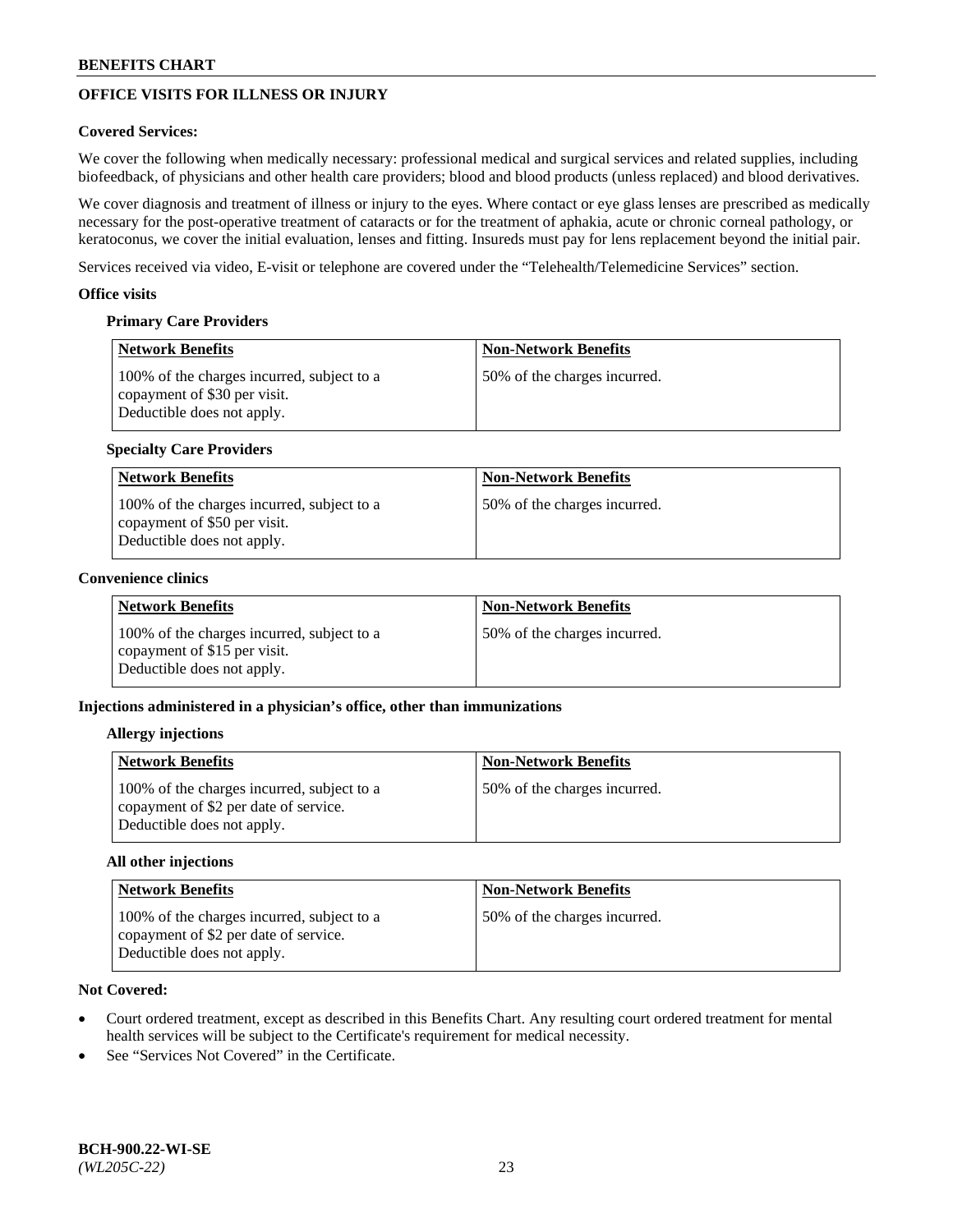## OFFICE VISITS FOR ILLNESS OR INJURY

**Covered Services:**

We cover the following when medically necessary: professional medical and surgical services and related supplies, including biofeedback, of physicians and other health care providers; blood and blood products (unless replaced) and blood derivatives.

We cover diagnosis and treatment of illness or injury to the eyes. Where contact or eye glass lenses are prescribed as medically necessary for the post-operative treatment of cataracts or for the treatment of aphakia, acute or chronic corneal pathology, or keratoconus, we cover the initial evaluation, lenses and fitting. Insureds must pay for lens replacement beyond the initial pair.

Services received via video, E-visit or telephone are covered under the "Telehealth/Telemedicine Services" section.

**Office visits**

**Primary Care Providers**

| Network Benefits | Non-Network Benefits |
| --- | --- |
| 100% of the charges incurred, subject to a copayment of $30 per visit. Deductible does not apply. | 50% of the charges incurred. |

**Specialty Care Providers**

| Network Benefits | Non-Network Benefits |
| --- | --- |
| 100% of the charges incurred, subject to a copayment of $50 per visit. Deductible does not apply. | 50% of the charges incurred. |

**Convenience clinics**

| Network Benefits | Non-Network Benefits |
| --- | --- |
| 100% of the charges incurred, subject to a copayment of $15 per visit. Deductible does not apply. | 50% of the charges incurred. |

**Injections administered in a physician's office, other than immunizations**

**Allergy injections**

| Network Benefits | Non-Network Benefits |
| --- | --- |
| 100% of the charges incurred, subject to a copayment of $2 per date of service. Deductible does not apply. | 50% of the charges incurred. |

**All other injections**

| Network Benefits | Non-Network Benefits |
| --- | --- |
| 100% of the charges incurred, subject to a copayment of $2 per date of service. Deductible does not apply. | 50% of the charges incurred. |

**Not Covered:**

- Court ordered treatment, except as described in this Benefits Chart. Any resulting court ordered treatment for mental health services will be subject to the Certificate's requirement for medical necessity.
- See "Services Not Covered" in the Certificate.

**BCH-900.22-WI-SE**
*(WL205C-22)*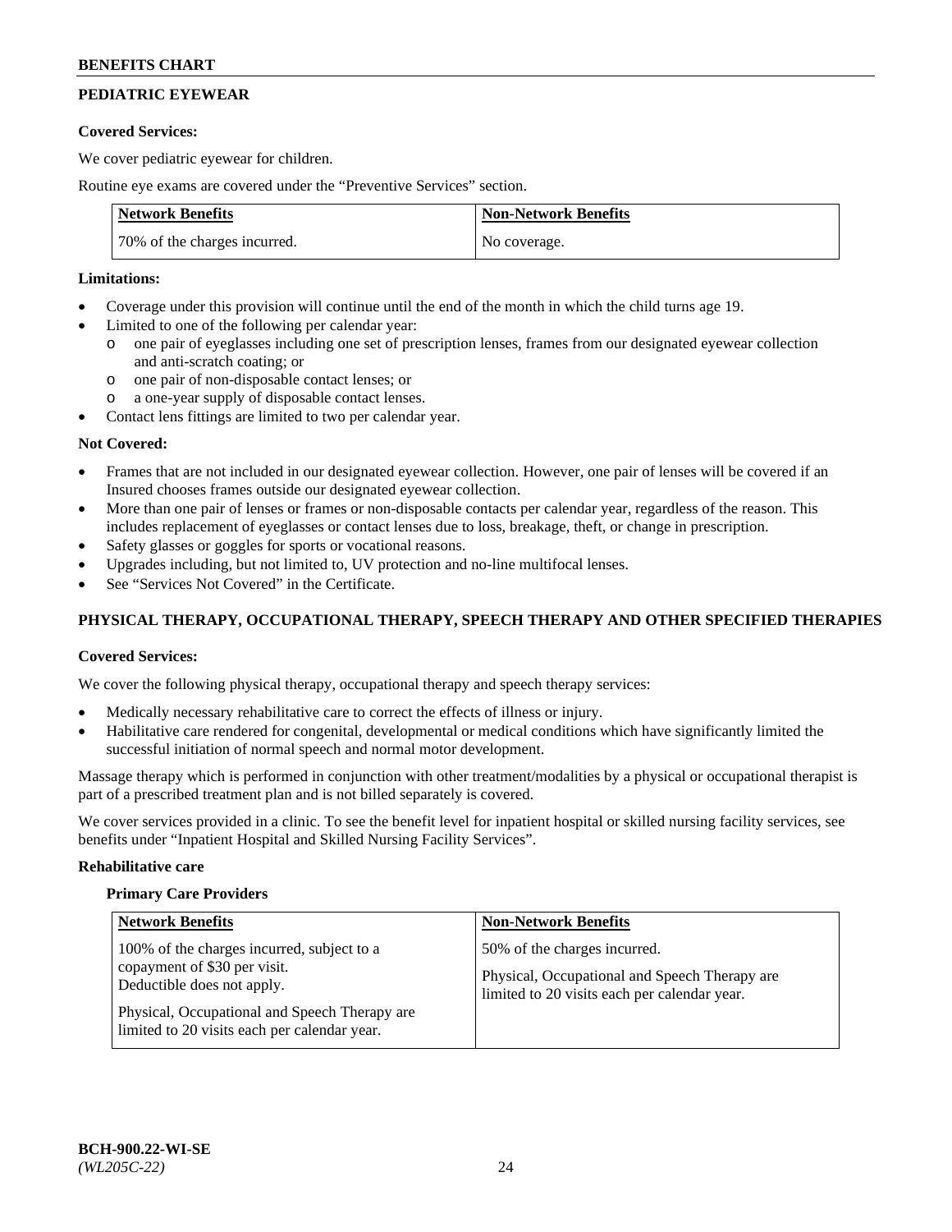## PEDIATRIC EYEWEAR

**Covered Services:**

We cover pediatric eyewear for children.

Routine eye exams are covered under the "Preventive Services" section.

| Network Benefits | Non-Network Benefits |
| --- | --- |
| 70% of the charges incurred. | No coverage. |

**Limitations:**

- Coverage under this provision will continue until the end of the month in which the child turns age 19.
- Limited to one of the following per calendar year:
  - o one pair of eyeglasses including one set of prescription lenses, frames from our designated eyewear collection and anti-scratch coating; or
  - o one pair of non-disposable contact lenses; or
  - o a one-year supply of disposable contact lenses.
- Contact lens fittings are limited to two per calendar year.

**Not Covered:**

- Frames that are not included in our designated eyewear collection. However, one pair of lenses will be covered if an Insured chooses frames outside our designated eyewear collection.
- More than one pair of lenses or frames or non-disposable contacts per calendar year, regardless of the reason. This includes replacement of eyeglasses or contact lenses due to loss, breakage, theft, or change in prescription.
- Safety glasses or goggles for sports or vocational reasons.
- Upgrades including, but not limited to, UV protection and no-line multifocal lenses.
- See "Services Not Covered" in the Certificate.

## PHYSICAL THERAPY, OCCUPATIONAL THERAPY, SPEECH THERAPY AND OTHER SPECIFIED THERAPIES

**Covered Services:**

We cover the following physical therapy, occupational therapy and speech therapy services:

- Medically necessary rehabilitative care to correct the effects of illness or injury.
- Habilitative care rendered for congenital, developmental or medical conditions which have significantly limited the successful initiation of normal speech and normal motor development.

Massage therapy which is performed in conjunction with other treatment/modalities by a physical or occupational therapist is part of a prescribed treatment plan and is not billed separately is covered.

We cover services provided in a clinic. To see the benefit level for inpatient hospital or skilled nursing facility services, see benefits under "Inpatient Hospital and Skilled Nursing Facility Services".

**Rehabilitative care**

**Primary Care Providers**

| Network Benefits | Non-Network Benefits |
| --- | --- |
| 100% of the charges incurred, subject to a copayment of $30 per visit.<br>Deductible does not apply.<br><br>Physical, Occupational and Speech Therapy are limited to 20 visits each per calendar year. | 50% of the charges incurred.<br><br>Physical, Occupational and Speech Therapy are limited to 20 visits each per calendar year. |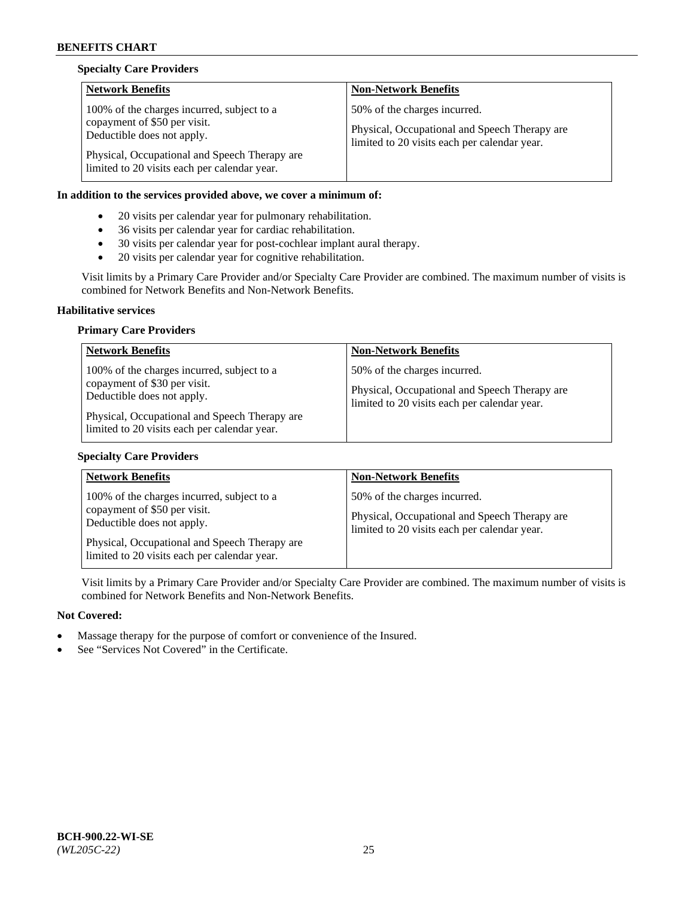**Specialty Care Providers**

| Network Benefits | Non-Network Benefits |
| --- | --- |
| 100% of the charges incurred, subject to a copayment of $50 per visit. Deductible does not apply.<br><br>Physical, Occupational and Speech Therapy are limited to 20 visits each per calendar year. | 50% of the charges incurred.<br><br>Physical, Occupational and Speech Therapy are limited to 20 visits each per calendar year. |

**In addition to the services provided above, we cover a minimum of:**

- 20 visits per calendar year for pulmonary rehabilitation.
- 36 visits per calendar year for cardiac rehabilitation.
- 30 visits per calendar year for post-cochlear implant aural therapy.
- 20 visits per calendar year for cognitive rehabilitation.

Visit limits by a Primary Care Provider and/or Specialty Care Provider are combined. The maximum number of visits is combined for Network Benefits and Non-Network Benefits.

**Habilitative services**

**Primary Care Providers**

| Network Benefits | Non-Network Benefits |
| --- | --- |
| 100% of the charges incurred, subject to a copayment of $30 per visit. Deductible does not apply.<br><br>Physical, Occupational and Speech Therapy are limited to 20 visits each per calendar year. | 50% of the charges incurred.<br><br>Physical, Occupational and Speech Therapy are limited to 20 visits each per calendar year. |

**Specialty Care Providers**

| Network Benefits | Non-Network Benefits |
| --- | --- |
| 100% of the charges incurred, subject to a copayment of $50 per visit. Deductible does not apply.<br><br>Physical, Occupational and Speech Therapy are limited to 20 visits each per calendar year. | 50% of the charges incurred.<br><br>Physical, Occupational and Speech Therapy are limited to 20 visits each per calendar year. |

Visit limits by a Primary Care Provider and/or Specialty Care Provider are combined. The maximum number of visits is combined for Network Benefits and Non-Network Benefits.

**Not Covered:**

- Massage therapy for the purpose of comfort or convenience of the Insured.
- See "Services Not Covered" in the Certificate.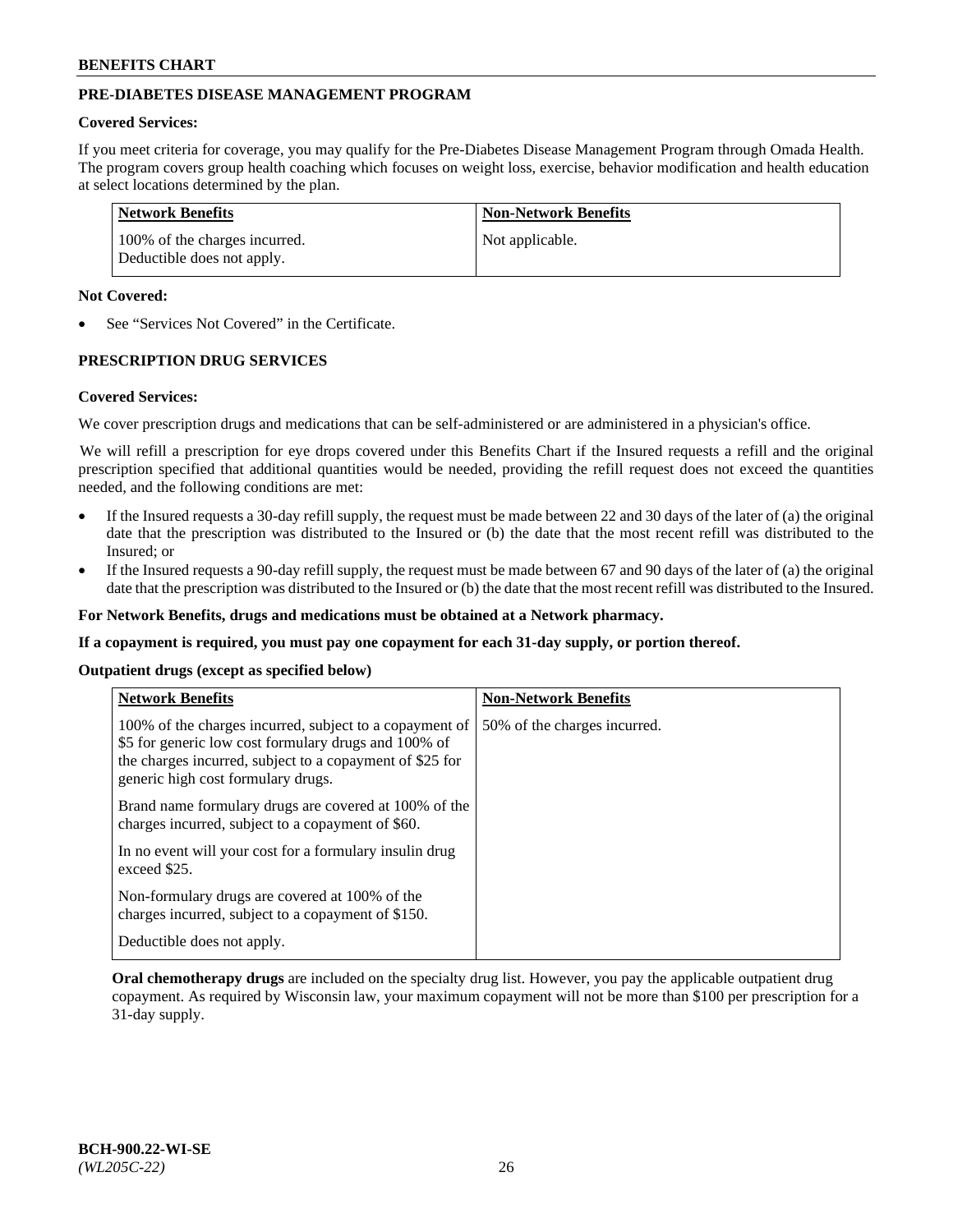## PRE-DIABETES DISEASE MANAGEMENT PROGRAM

**Covered Services:**

If you meet criteria for coverage, you may qualify for the Pre-Diabetes Disease Management Program through Omada Health. The program covers group health coaching which focuses on weight loss, exercise, behavior modification and health education at select locations determined by the plan.

| Network Benefits | Non-Network Benefits |
|---|---|
| 100% of the charges incurred. Deductible does not apply. | Not applicable. |

**Not Covered:**

- See "Services Not Covered" in the Certificate.

## PRESCRIPTION DRUG SERVICES

**Covered Services:**

We cover prescription drugs and medications that can be self-administered or are administered in a physician's office.

We will refill a prescription for eye drops covered under this Benefits Chart if the Insured requests a refill and the original prescription specified that additional quantities would be needed, providing the refill request does not exceed the quantities needed, and the following conditions are met:

- If the Insured requests a 30-day refill supply, the request must be made between 22 and 30 days of the later of (a) the original date that the prescription was distributed to the Insured or (b) the date that the most recent refill was distributed to the Insured; or
- If the Insured requests a 90-day refill supply, the request must be made between 67 and 90 days of the later of (a) the original date that the prescription was distributed to the Insured or (b) the date that the most recent refill was distributed to the Insured.

**For Network Benefits, drugs and medications must be obtained at a Network pharmacy.**

**If a copayment is required, you must pay one copayment for each 31-day supply, or portion thereof.**

**Outpatient drugs (except as specified below)**

| Network Benefits | Non-Network Benefits |
|---|---|
| 100% of the charges incurred, subject to a copayment of $5 for generic low cost formulary drugs and 100% of the charges incurred, subject to a copayment of $25 for generic high cost formulary drugs.<br><br>Brand name formulary drugs are covered at 100% of the charges incurred, subject to a copayment of $60.<br><br>In no event will your cost for a formulary insulin drug exceed $25.<br><br>Non-formulary drugs are covered at 100% of the charges incurred, subject to a copayment of $150.<br><br>Deductible does not apply. | 50% of the charges incurred. |

**Oral chemotherapy drugs** are included on the specialty drug list. However, you pay the applicable outpatient drug copayment. As required by Wisconsin law, your maximum copayment will not be more than $100 per prescription for a 31-day supply.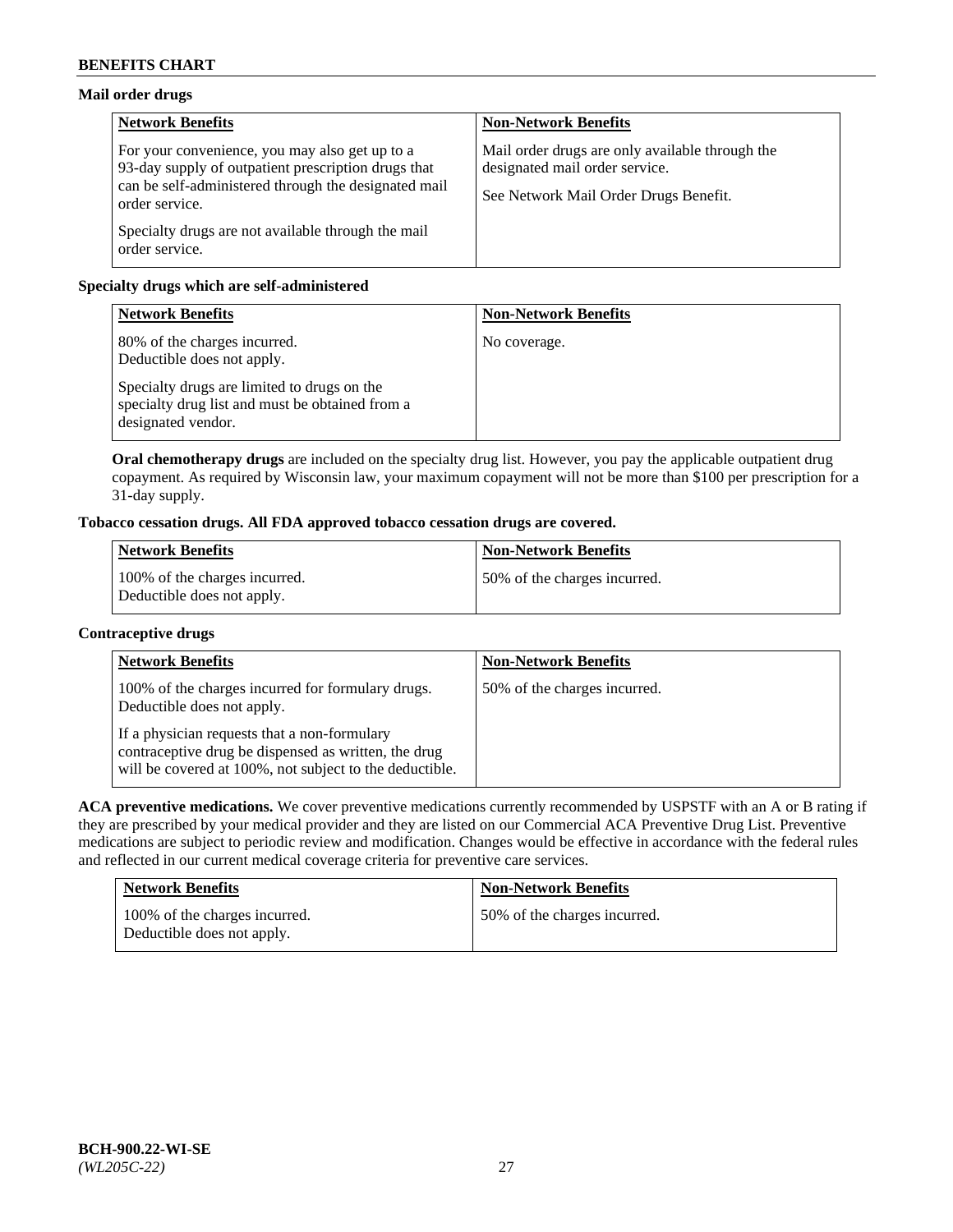**BENEFITS CHART**

**Mail order drugs**

| Network Benefits | Non-Network Benefits |
|---|---|
| For your convenience, you may also get up to a 93-day supply of outpatient prescription drugs that can be self-administered through the designated mail order service.<br><br>Specialty drugs are not available through the mail order service. | Mail order drugs are only available through the designated mail order service.<br><br>See Network Mail Order Drugs Benefit. |

**Specialty drugs which are self-administered**

| Network Benefits | Non-Network Benefits |
|---|---|
| 80% of the charges incurred.<br>Deductible does not apply.<br><br>Specialty drugs are limited to drugs on the specialty drug list and must be obtained from a designated vendor. | No coverage. |

**Oral chemotherapy drugs** are included on the specialty drug list. However, you pay the applicable outpatient drug copayment. As required by Wisconsin law, your maximum copayment will not be more than $100 per prescription for a 31-day supply.

**Tobacco cessation drugs. All FDA approved tobacco cessation drugs are covered.**

| Network Benefits | Non-Network Benefits |
|---|---|
| 100% of the charges incurred.<br>Deductible does not apply. | 50% of the charges incurred. |

**Contraceptive drugs**

| Network Benefits | Non-Network Benefits |
|---|---|
| 100% of the charges incurred for formulary drugs. Deductible does not apply.<br><br>If a physician requests that a non-formulary contraceptive drug be dispensed as written, the drug will be covered at 100%, not subject to the deductible. | 50% of the charges incurred. |

**ACA preventive medications.** We cover preventive medications currently recommended by USPSTF with an A or B rating if they are prescribed by your medical provider and they are listed on our Commercial ACA Preventive Drug List. Preventive medications are subject to periodic review and modification. Changes would be effective in accordance with the federal rules and reflected in our current medical coverage criteria for preventive care services.

| Network Benefits | Non-Network Benefits |
|---|---|
| 100% of the charges incurred.<br>Deductible does not apply. | 50% of the charges incurred. |

**BCH-900.22-WI-SE**
*(WL205C-22)*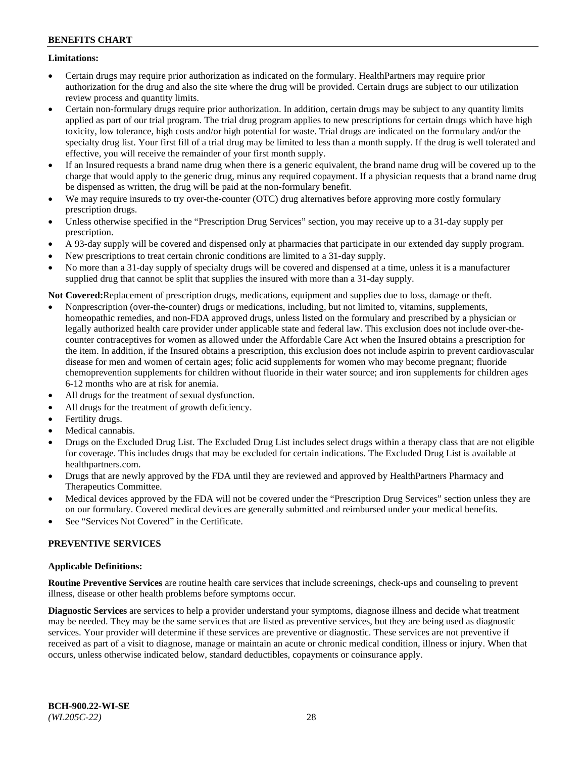**Limitations:**

- Certain drugs may require prior authorization as indicated on the formulary. HealthPartners may require prior authorization for the drug and also the site where the drug will be provided. Certain drugs are subject to our utilization review process and quantity limits.
- Certain non-formulary drugs require prior authorization. In addition, certain drugs may be subject to any quantity limits applied as part of our trial program. The trial drug program applies to new prescriptions for certain drugs which have high toxicity, low tolerance, high costs and/or high potential for waste. Trial drugs are indicated on the formulary and/or the specialty drug list. Your first fill of a trial drug may be limited to less than a month supply. If the drug is well tolerated and effective, you will receive the remainder of your first month supply.
- If an Insured requests a brand name drug when there is a generic equivalent, the brand name drug will be covered up to the charge that would apply to the generic drug, minus any required copayment. If a physician requests that a brand name drug be dispensed as written, the drug will be paid at the non-formulary benefit.
- We may require insureds to try over-the-counter (OTC) drug alternatives before approving more costly formulary prescription drugs.
- Unless otherwise specified in the "Prescription Drug Services" section, you may receive up to a 31-day supply per prescription.
- A 93-day supply will be covered and dispensed only at pharmacies that participate in our extended day supply program.
- New prescriptions to treat certain chronic conditions are limited to a 31-day supply.
- No more than a 31-day supply of specialty drugs will be covered and dispensed at a time, unless it is a manufacturer supplied drug that cannot be split that supplies the insured with more than a 31-day supply.

**Not Covered:**Replacement of prescription drugs, medications, equipment and supplies due to loss, damage or theft.

- Nonprescription (over-the-counter) drugs or medications, including, but not limited to, vitamins, supplements, homeopathic remedies, and non-FDA approved drugs, unless listed on the formulary and prescribed by a physician or legally authorized health care provider under applicable state and federal law. This exclusion does not include over-the-counter contraceptives for women as allowed under the Affordable Care Act when the Insured obtains a prescription for the item. In addition, if the Insured obtains a prescription, this exclusion does not include aspirin to prevent cardiovascular disease for men and women of certain ages; folic acid supplements for women who may become pregnant; fluoride chemoprevention supplements for children without fluoride in their water source; and iron supplements for children ages 6-12 months who are at risk for anemia.
- All drugs for the treatment of sexual dysfunction.
- All drugs for the treatment of growth deficiency.
- Fertility drugs.
- Medical cannabis.
- Drugs on the Excluded Drug List. The Excluded Drug List includes select drugs within a therapy class that are not eligible for coverage. This includes drugs that may be excluded for certain indications. The Excluded Drug List is available at healthpartners.com.
- Drugs that are newly approved by the FDA until they are reviewed and approved by HealthPartners Pharmacy and Therapeutics Committee.
- Medical devices approved by the FDA will not be covered under the "Prescription Drug Services" section unless they are on our formulary. Covered medical devices are generally submitted and reimbursed under your medical benefits.
- See "Services Not Covered" in the Certificate.

## PREVENTIVE SERVICES

**Applicable Definitions:**

**Routine Preventive Services** are routine health care services that include screenings, check-ups and counseling to prevent illness, disease or other health problems before symptoms occur.

**Diagnostic Services** are services to help a provider understand your symptoms, diagnose illness and decide what treatment may be needed. They may be the same services that are listed as preventive services, but they are being used as diagnostic services. Your provider will determine if these services are preventive or diagnostic. These services are not preventive if received as part of a visit to diagnose, manage or maintain an acute or chronic medical condition, illness or injury. When that occurs, unless otherwise indicated below, standard deductibles, copayments or coinsurance apply.

**BCH-900.22-WI-SE**
*(WL205C-22)*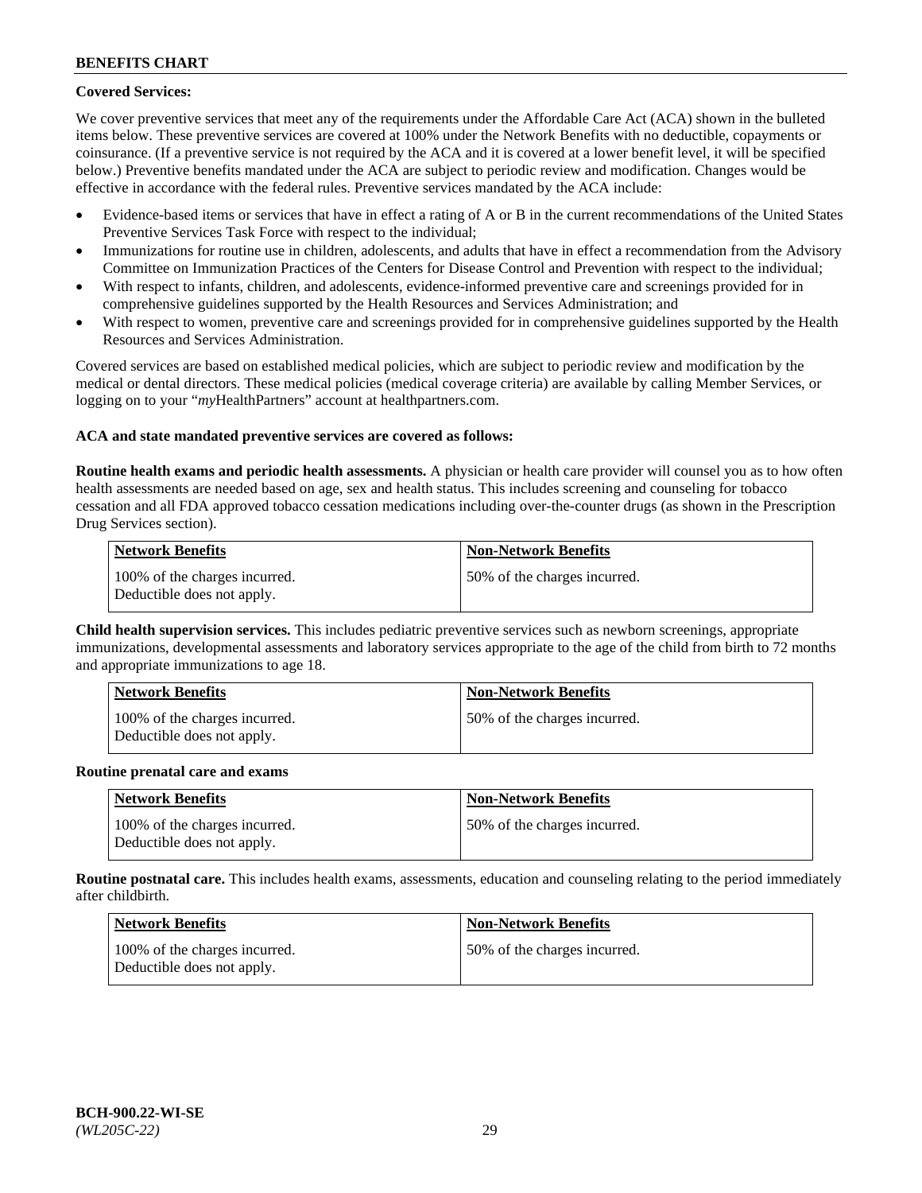**Covered Services:**

We cover preventive services that meet any of the requirements under the Affordable Care Act (ACA) shown in the bulleted items below. These preventive services are covered at 100% under the Network Benefits with no deductible, copayments or coinsurance. (If a preventive service is not required by the ACA and it is covered at a lower benefit level, it will be specified below.) Preventive benefits mandated under the ACA are subject to periodic review and modification. Changes would be effective in accordance with the federal rules. Preventive services mandated by the ACA include:

- Evidence-based items or services that have in effect a rating of A or B in the current recommendations of the United States Preventive Services Task Force with respect to the individual;
- Immunizations for routine use in children, adolescents, and adults that have in effect a recommendation from the Advisory Committee on Immunization Practices of the Centers for Disease Control and Prevention with respect to the individual;
- With respect to infants, children, and adolescents, evidence-informed preventive care and screenings provided for in comprehensive guidelines supported by the Health Resources and Services Administration; and
- With respect to women, preventive care and screenings provided for in comprehensive guidelines supported by the Health Resources and Services Administration.

Covered services are based on established medical policies, which are subject to periodic review and modification by the medical or dental directors. These medical policies (medical coverage criteria) are available by calling Member Services, or logging on to your "*my*HealthPartners" account at healthpartners.com.

**ACA and state mandated preventive services are covered as follows:**

**Routine health exams and periodic health assessments.** A physician or health care provider will counsel you as to how often health assessments are needed based on age, sex and health status. This includes screening and counseling for tobacco cessation and all FDA approved tobacco cessation medications including over-the-counter drugs (as shown in the Prescription Drug Services section).

| Network Benefits | Non-Network Benefits |
|---|---|
| 100% of the charges incurred. Deductible does not apply. | 50% of the charges incurred. |

**Child health supervision services.** This includes pediatric preventive services such as newborn screenings, appropriate immunizations, developmental assessments and laboratory services appropriate to the age of the child from birth to 72 months and appropriate immunizations to age 18.

| Network Benefits | Non-Network Benefits |
|---|---|
| 100% of the charges incurred. Deductible does not apply. | 50% of the charges incurred. |

**Routine prenatal care and exams**

| Network Benefits | Non-Network Benefits |
|---|---|
| 100% of the charges incurred. Deductible does not apply. | 50% of the charges incurred. |

**Routine postnatal care.** This includes health exams, assessments, education and counseling relating to the period immediately after childbirth.

| Network Benefits | Non-Network Benefits |
|---|---|
| 100% of the charges incurred. Deductible does not apply. | 50% of the charges incurred. |

**BCH-900.22-WI-SE**
*(WL205C-22)*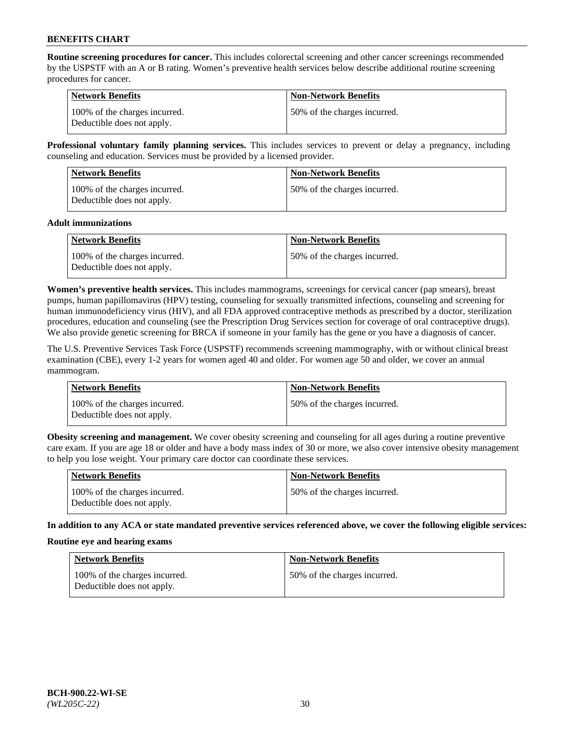**Routine screening procedures for cancer.** This includes colorectal screening and other cancer screenings recommended by the USPSTF with an A or B rating. Women's preventive health services below describe additional routine screening procedures for cancer.

| Network Benefits | Non-Network Benefits |
|---|---|
| 100% of the charges incurred. Deductible does not apply. | 50% of the charges incurred. |

**Professional voluntary family planning services.** This includes services to prevent or delay a pregnancy, including counseling and education. Services must be provided by a licensed provider.

| Network Benefits | Non-Network Benefits |
|---|---|
| 100% of the charges incurred. Deductible does not apply. | 50% of the charges incurred. |

**Adult immunizations**

| Network Benefits | Non-Network Benefits |
|---|---|
| 100% of the charges incurred. Deductible does not apply. | 50% of the charges incurred. |

**Women's preventive health services.** This includes mammograms, screenings for cervical cancer (pap smears), breast pumps, human papillomavirus (HPV) testing, counseling for sexually transmitted infections, counseling and screening for human immunodeficiency virus (HIV), and all FDA approved contraceptive methods as prescribed by a doctor, sterilization procedures, education and counseling (see the Prescription Drug Services section for coverage of oral contraceptive drugs). We also provide genetic screening for BRCA if someone in your family has the gene or you have a diagnosis of cancer.

The U.S. Preventive Services Task Force (USPSTF) recommends screening mammography, with or without clinical breast examination (CBE), every 1-2 years for women aged 40 and older. For women age 50 and older, we cover an annual mammogram.

| Network Benefits | Non-Network Benefits |
|---|---|
| 100% of the charges incurred. Deductible does not apply. | 50% of the charges incurred. |

**Obesity screening and management.** We cover obesity screening and counseling for all ages during a routine preventive care exam. If you are age 18 or older and have a body mass index of 30 or more, we also cover intensive obesity management to help you lose weight. Your primary care doctor can coordinate these services.

| Network Benefits | Non-Network Benefits |
|---|---|
| 100% of the charges incurred. Deductible does not apply. | 50% of the charges incurred. |

**In addition to any ACA or state mandated preventive services referenced above, we cover the following eligible services:**

**Routine eye and hearing exams**

| Network Benefits | Non-Network Benefits |
|---|---|
| 100% of the charges incurred. Deductible does not apply. | 50% of the charges incurred. |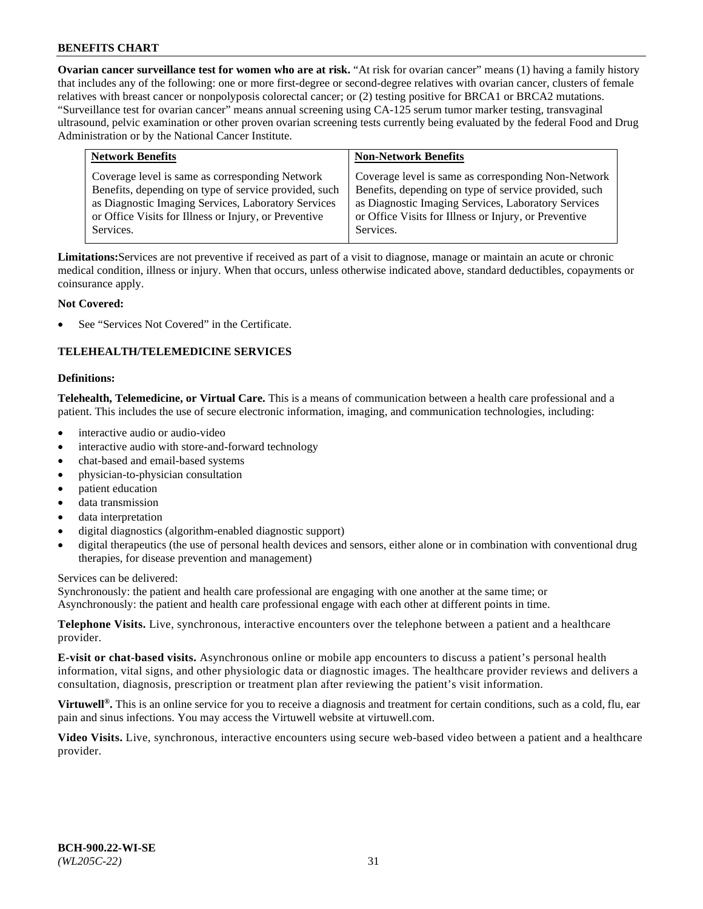**Ovarian cancer surveillance test for women who are at risk.** "At risk for ovarian cancer" means (1) having a family history that includes any of the following: one or more first-degree or second-degree relatives with ovarian cancer, clusters of female relatives with breast cancer or nonpolyposis colorectal cancer; or (2) testing positive for BRCA1 or BRCA2 mutations. "Surveillance test for ovarian cancer" means annual screening using CA-125 serum tumor marker testing, transvaginal ultrasound, pelvic examination or other proven ovarian screening tests currently being evaluated by the federal Food and Drug Administration or by the National Cancer Institute.

| Network Benefits | Non-Network Benefits |
|---|---|
| Coverage level is same as corresponding Network Benefits, depending on type of service provided, such as Diagnostic Imaging Services, Laboratory Services or Office Visits for Illness or Injury, or Preventive Services. | Coverage level is same as corresponding Non-Network Benefits, depending on type of service provided, such as Diagnostic Imaging Services, Laboratory Services or Office Visits for Illness or Injury, or Preventive Services. |

**Limitations:** Services are not preventive if received as part of a visit to diagnose, manage or maintain an acute or chronic medical condition, illness or injury. When that occurs, unless otherwise indicated above, standard deductibles, copayments or coinsurance apply.

**Not Covered:**

- See "Services Not Covered" in the Certificate.

## TELEHEALTH/TELEMEDICINE SERVICES

**Definitions:**

**Telehealth, Telemedicine, or Virtual Care.** This is a means of communication between a health care professional and a patient. This includes the use of secure electronic information, imaging, and communication technologies, including:

- interactive audio or audio-video
- interactive audio with store-and-forward technology
- chat-based and email-based systems
- physician-to-physician consultation
- patient education
- data transmission
- data interpretation
- digital diagnostics (algorithm-enabled diagnostic support)
- digital therapeutics (the use of personal health devices and sensors, either alone or in combination with conventional drug therapies, for disease prevention and management)

Services can be delivered:
Synchronously: the patient and health care professional are engaging with one another at the same time; or
Asynchronously: the patient and health care professional engage with each other at different points in time.

**Telephone Visits.** Live, synchronous, interactive encounters over the telephone between a patient and a healthcare provider.

**E-visit or chat-based visits.** Asynchronous online or mobile app encounters to discuss a patient's personal health information, vital signs, and other physiologic data or diagnostic images. The healthcare provider reviews and delivers a consultation, diagnosis, prescription or treatment plan after reviewing the patient's visit information.

**Virtuwell®.** This is an online service for you to receive a diagnosis and treatment for certain conditions, such as a cold, flu, ear pain and sinus infections. You may access the Virtuwell website at virtuwell.com.

**Video Visits.** Live, synchronous, interactive encounters using secure web-based video between a patient and a healthcare provider.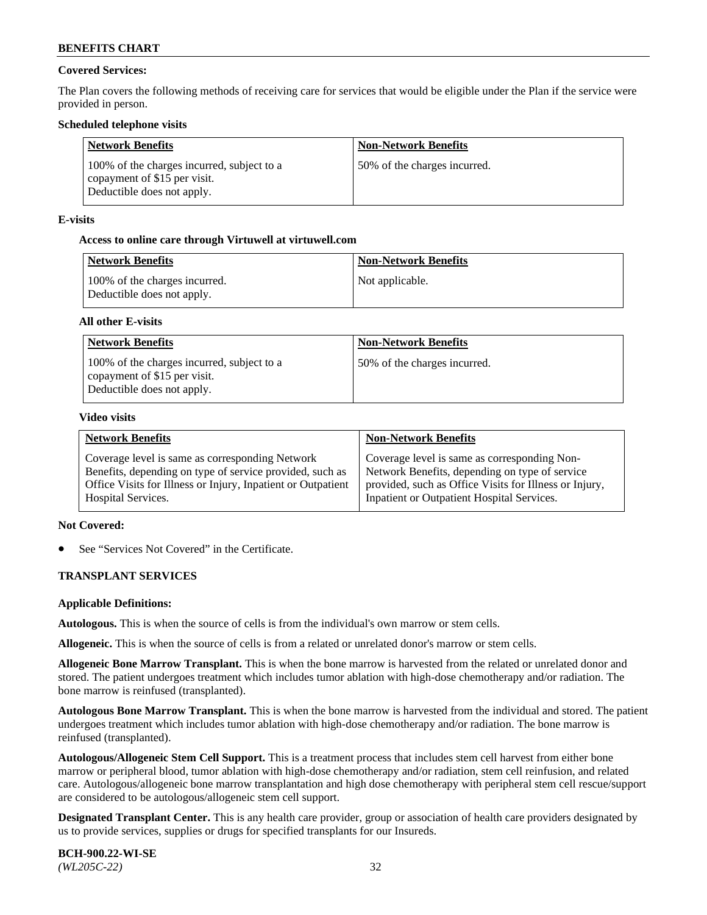**Covered Services:**

The Plan covers the following methods of receiving care for services that would be eligible under the Plan if the service were provided in person.

**Scheduled telephone visits**

| Network Benefits | Non-Network Benefits |
|---|---|
| 100% of the charges incurred, subject to a copayment of $15 per visit. Deductible does not apply. | 50% of the charges incurred. |

**E-visits**

**Access to online care through Virtuwell at virtuwell.com**

| Network Benefits | Non-Network Benefits |
|---|---|
| 100% of the charges incurred. Deductible does not apply. | Not applicable. |

**All other E-visits**

| Network Benefits | Non-Network Benefits |
|---|---|
| 100% of the charges incurred, subject to a copayment of $15 per visit. Deductible does not apply. | 50% of the charges incurred. |

**Video visits**

| Network Benefits | Non-Network Benefits |
|---|---|
| Coverage level is same as corresponding Network Benefits, depending on type of service provided, such as Office Visits for Illness or Injury, Inpatient or Outpatient Hospital Services. | Coverage level is same as corresponding Non-Network Benefits, depending on type of service provided, such as Office Visits for Illness or Injury, Inpatient or Outpatient Hospital Services. |

**Not Covered:**

- See "Services Not Covered" in the Certificate.

## TRANSPLANT SERVICES

**Applicable Definitions:**

**Autologous.** This is when the source of cells is from the individual's own marrow or stem cells.

**Allogeneic.** This is when the source of cells is from a related or unrelated donor's marrow or stem cells.

**Allogeneic Bone Marrow Transplant.** This is when the bone marrow is harvested from the related or unrelated donor and stored. The patient undergoes treatment which includes tumor ablation with high-dose chemotherapy and/or radiation. The bone marrow is reinfused (transplanted).

**Autologous Bone Marrow Transplant.** This is when the bone marrow is harvested from the individual and stored. The patient undergoes treatment which includes tumor ablation with high-dose chemotherapy and/or radiation. The bone marrow is reinfused (transplanted).

**Autologous/Allogeneic Stem Cell Support.** This is a treatment process that includes stem cell harvest from either bone marrow or peripheral blood, tumor ablation with high-dose chemotherapy and/or radiation, stem cell reinfusion, and related care. Autologous/allogeneic bone marrow transplantation and high dose chemotherapy with peripheral stem cell rescue/support are considered to be autologous/allogeneic stem cell support.

**Designated Transplant Center.** This is any health care provider, group or association of health care providers designated by us to provide services, supplies or drugs for specified transplants for our Insureds.

**BCH-900.22-WI-SE**
*(WL205C-22)*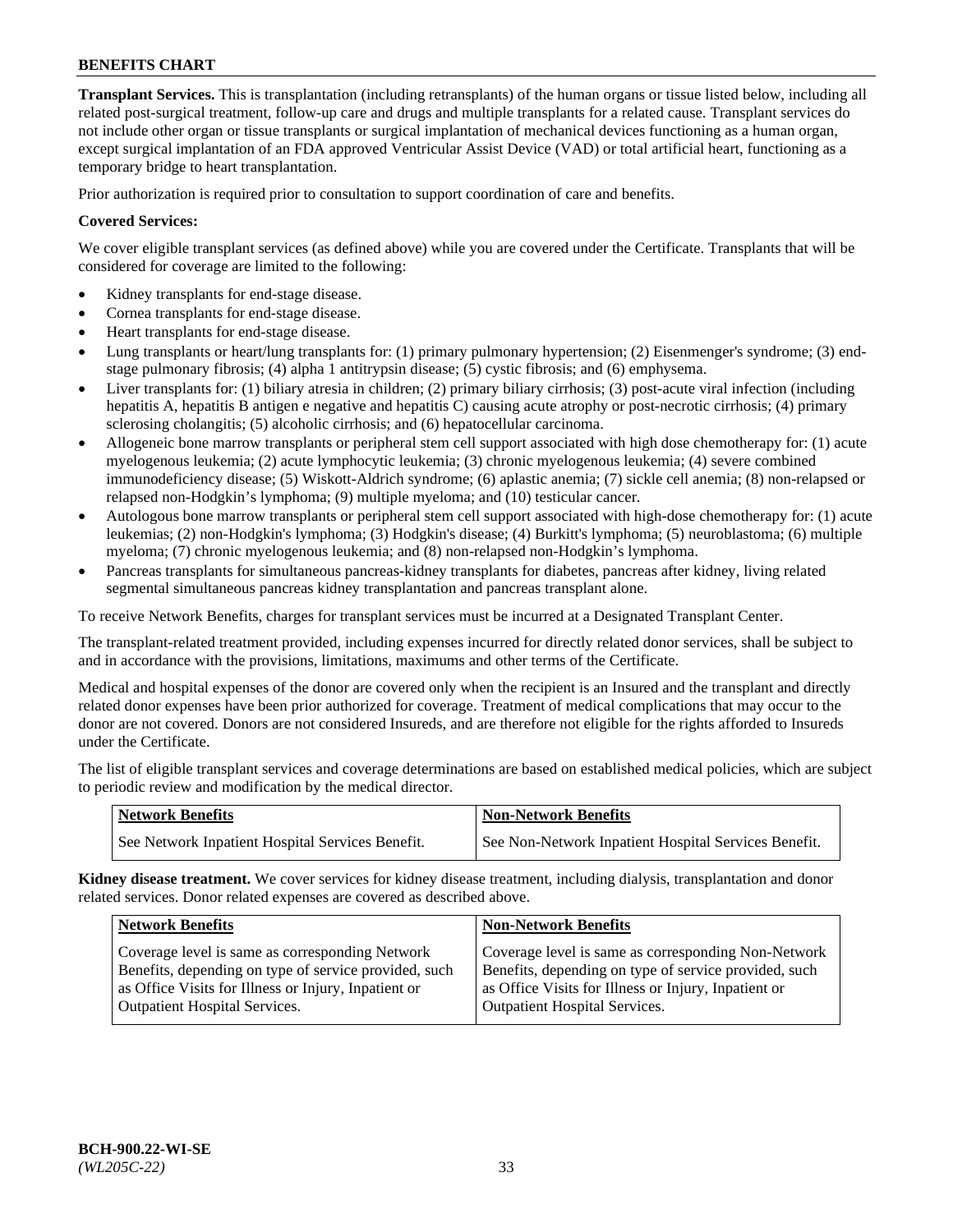**Transplant Services.** This is transplantation (including retransplants) of the human organs or tissue listed below, including all related post-surgical treatment, follow-up care and drugs and multiple transplants for a related cause. Transplant services do not include other organ or tissue transplants or surgical implantation of mechanical devices functioning as a human organ, except surgical implantation of an FDA approved Ventricular Assist Device (VAD) or total artificial heart, functioning as a temporary bridge to heart transplantation.

Prior authorization is required prior to consultation to support coordination of care and benefits.

**Covered Services:**

We cover eligible transplant services (as defined above) while you are covered under the Certificate. Transplants that will be considered for coverage are limited to the following:

- Kidney transplants for end-stage disease.
- Cornea transplants for end-stage disease.
- Heart transplants for end-stage disease.
- Lung transplants or heart/lung transplants for: (1) primary pulmonary hypertension; (2) Eisenmenger's syndrome; (3) end-stage pulmonary fibrosis; (4) alpha 1 antitrypsin disease; (5) cystic fibrosis; and (6) emphysema.
- Liver transplants for: (1) biliary atresia in children; (2) primary biliary cirrhosis; (3) post-acute viral infection (including hepatitis A, hepatitis B antigen e negative and hepatitis C) causing acute atrophy or post-necrotic cirrhosis; (4) primary sclerosing cholangitis; (5) alcoholic cirrhosis; and (6) hepatocellular carcinoma.
- Allogeneic bone marrow transplants or peripheral stem cell support associated with high dose chemotherapy for: (1) acute myelogenous leukemia; (2) acute lymphocytic leukemia; (3) chronic myelogenous leukemia; (4) severe combined immunodeficiency disease; (5) Wiskott-Aldrich syndrome; (6) aplastic anemia; (7) sickle cell anemia; (8) non-relapsed or relapsed non-Hodgkin's lymphoma; (9) multiple myeloma; and (10) testicular cancer.
- Autologous bone marrow transplants or peripheral stem cell support associated with high-dose chemotherapy for: (1) acute leukemias; (2) non-Hodgkin's lymphoma; (3) Hodgkin's disease; (4) Burkitt's lymphoma; (5) neuroblastoma; (6) multiple myeloma; (7) chronic myelogenous leukemia; and (8) non-relapsed non-Hodgkin's lymphoma.
- Pancreas transplants for simultaneous pancreas-kidney transplants for diabetes, pancreas after kidney, living related segmental simultaneous pancreas kidney transplantation and pancreas transplant alone.

To receive Network Benefits, charges for transplant services must be incurred at a Designated Transplant Center.

The transplant-related treatment provided, including expenses incurred for directly related donor services, shall be subject to and in accordance with the provisions, limitations, maximums and other terms of the Certificate.

Medical and hospital expenses of the donor are covered only when the recipient is an Insured and the transplant and directly related donor expenses have been prior authorized for coverage. Treatment of medical complications that may occur to the donor are not covered. Donors are not considered Insureds, and are therefore not eligible for the rights afforded to Insureds under the Certificate.

The list of eligible transplant services and coverage determinations are based on established medical policies, which are subject to periodic review and modification by the medical director.

| Network Benefits | Non-Network Benefits |
|---|---|
| See Network Inpatient Hospital Services Benefit. | See Non-Network Inpatient Hospital Services Benefit. |

**Kidney disease treatment.** We cover services for kidney disease treatment, including dialysis, transplantation and donor related services. Donor related expenses are covered as described above.

| Network Benefits | Non-Network Benefits |
|---|---|
| Coverage level is same as corresponding Network Benefits, depending on type of service provided, such as Office Visits for Illness or Injury, Inpatient or Outpatient Hospital Services. | Coverage level is same as corresponding Non-Network Benefits, depending on type of service provided, such as Office Visits for Illness or Injury, Inpatient or Outpatient Hospital Services. |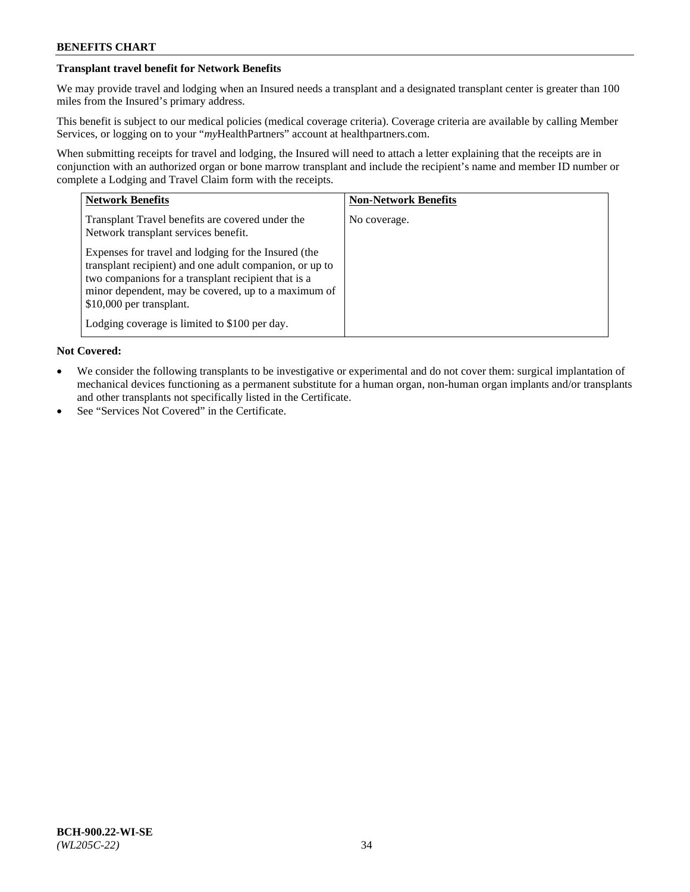**Transplant travel benefit for Network Benefits**

We may provide travel and lodging when an Insured needs a transplant and a designated transplant center is greater than 100 miles from the Insured's primary address.

This benefit is subject to our medical policies (medical coverage criteria). Coverage criteria are available by calling Member Services, or logging on to your "*my*HealthPartners" account at healthpartners.com.

When submitting receipts for travel and lodging, the Insured will need to attach a letter explaining that the receipts are in conjunction with an authorized organ or bone marrow transplant and include the recipient's name and member ID number or complete a Lodging and Travel Claim form with the receipts.

| Network Benefits | Non-Network Benefits |
|---|---|
| Transplant Travel benefits are covered under the Network transplant services benefit.<br><br>Expenses for travel and lodging for the Insured (the transplant recipient) and one adult companion, or up to two companions for a transplant recipient that is a minor dependent, may be covered, up to a maximum of $10,000 per transplant.<br><br>Lodging coverage is limited to $100 per day. | No coverage. |

**Not Covered:**

- We consider the following transplants to be investigative or experimental and do not cover them: surgical implantation of mechanical devices functioning as a permanent substitute for a human organ, non-human organ implants and/or transplants and other transplants not specifically listed in the Certificate.
- See "Services Not Covered" in the Certificate.